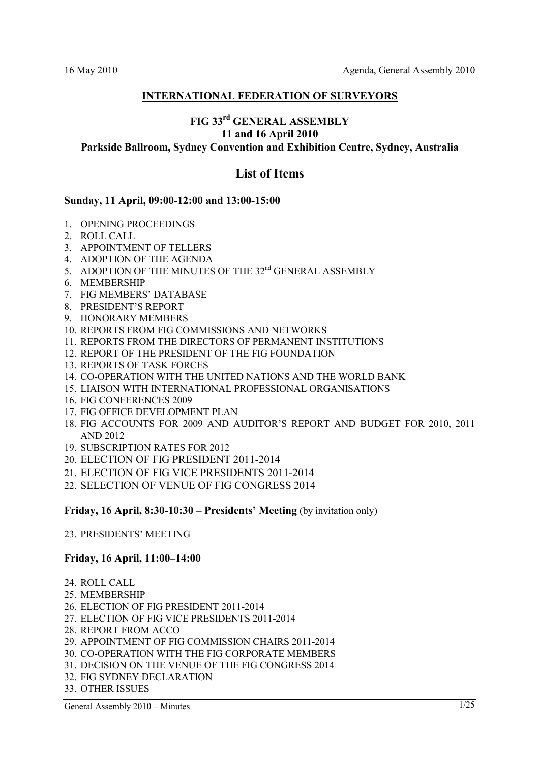## INTERNATIONAL FEDERATION OF SURVEYORS

## FIG 33rd GENERAL ASSEMBLY

### 11 and 16 April 2010

### Parkside Ballroom, Sydney Convention and Exhibition Centre, Sydney, Australia

# List of Items

**Sunday, 11 April, 09:00-12:00 and 13:00-15:00**

1. OPENING PROCEEDINGS
2. ROLL CALL
3. APPOINTMENT OF TELLERS
4. ADOPTION OF THE AGENDA
5. ADOPTION OF THE MINUTES OF THE 32nd GENERAL ASSEMBLY
6. MEMBERSHIP
7. FIG MEMBERS' DATABASE
8. PRESIDENT'S REPORT
9. HONORARY MEMBERS
10. REPORTS FROM FIG COMMISSIONS AND NETWORKS
11. REPORTS FROM THE DIRECTORS OF PERMANENT INSTITUTIONS
12. REPORT OF THE PRESIDENT OF THE FIG FOUNDATION
13. REPORTS OF TASK FORCES
14. CO-OPERATION WITH THE UNITED NATIONS AND THE WORLD BANK
15. LIAISON WITH INTERNATIONAL PROFESSIONAL ORGANISATIONS
16. FIG CONFERENCES 2009
17. FIG OFFICE DEVELOPMENT PLAN
18. FIG ACCOUNTS FOR 2009 AND AUDITOR'S REPORT AND BUDGET FOR 2010, 2011 AND 2012
19. SUBSCRIPTION RATES FOR 2012
20. ELECTION OF FIG PRESIDENT 2011-2014
21. ELECTION OF FIG VICE PRESIDENTS 2011-2014
22. SELECTION OF VENUE OF FIG CONGRESS 2014

**Friday, 16 April, 8:30-10:30 – Presidents' Meeting** (by invitation only)

23. PRESIDENTS' MEETING

**Friday, 16 April, 11:00–14:00**

24. ROLL CALL
25. MEMBERSHIP
26. ELECTION OF FIG PRESIDENT 2011-2014
27. ELECTION OF FIG VICE PRESIDENTS 2011-2014
28. REPORT FROM ACCO
29. APPOINTMENT OF FIG COMMISSION CHAIRS 2011-2014
30. CO-OPERATION WITH THE FIG CORPORATE MEMBERS
31. DECISION ON THE VENUE OF THE FIG CONGRESS 2014
32. FIG SYDNEY DECLARATION
33. OTHER ISSUES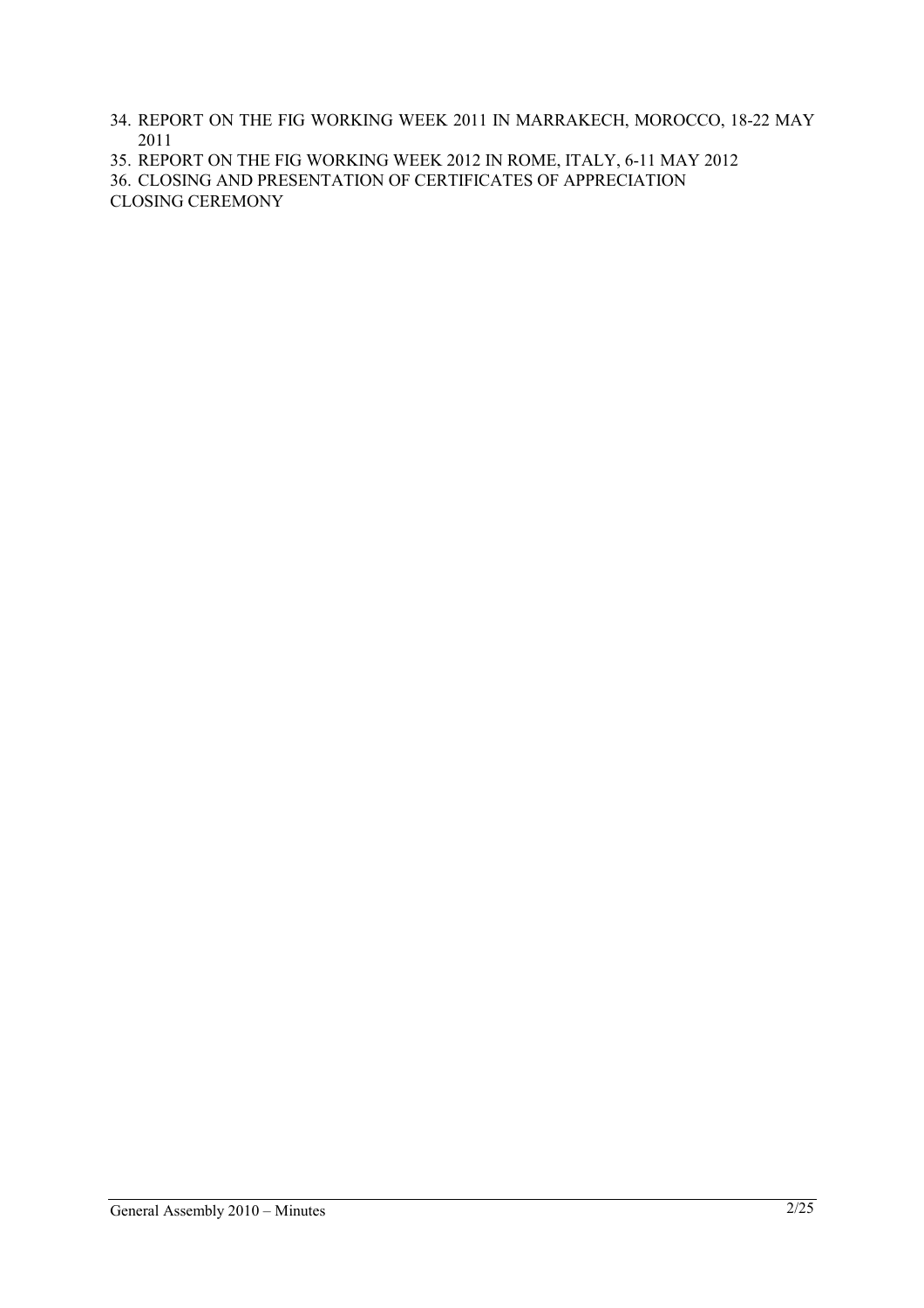34. REPORT ON THE FIG WORKING WEEK 2011 IN MARRAKECH, MOROCCO, 18-22 MAY 2011
35. REPORT ON THE FIG WORKING WEEK 2012 IN ROME, ITALY, 6-11 MAY 2012
36. CLOSING AND PRESENTATION OF CERTIFICATES OF APPRECIATION

CLOSING CEREMONY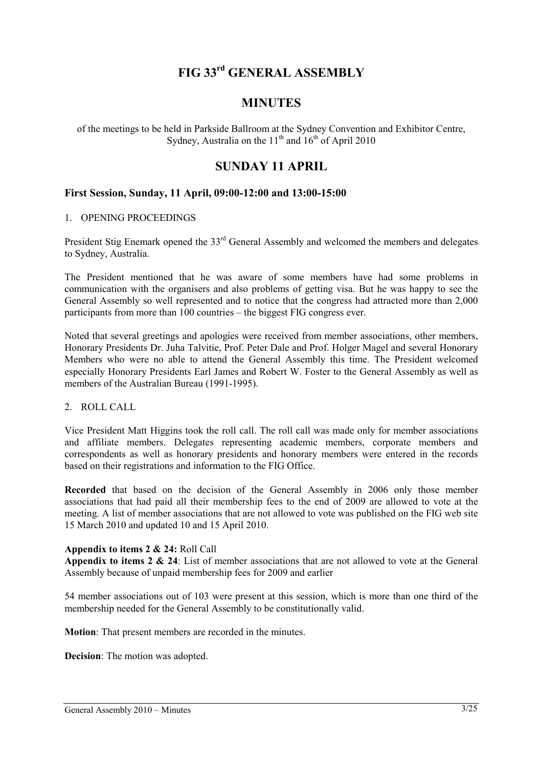# FIG 33rd GENERAL ASSEMBLY

## MINUTES

of the meetings to be held in Parkside Ballroom at the Sydney Convention and Exhibitor Centre, Sydney, Australia on the 11th and 16th of April 2010

## SUNDAY 11 APRIL

### First Session, Sunday, 11 April, 09:00-12:00 and 13:00-15:00

1. OPENING PROCEEDINGS

President Stig Enemark opened the 33rd General Assembly and welcomed the members and delegates to Sydney, Australia.

The President mentioned that he was aware of some members have had some problems in communication with the organisers and also problems of getting visa. But he was happy to see the General Assembly so well represented and to notice that the congress had attracted more than 2,000 participants from more than 100 countries – the biggest FIG congress ever.

Noted that several greetings and apologies were received from member associations, other members, Honorary Presidents Dr. Juha Talvitie, Prof. Peter Dale and Prof. Holger Magel and several Honorary Members who were no able to attend the General Assembly this time. The President welcomed especially Honorary Presidents Earl James and Robert W. Foster to the General Assembly as well as members of the Australian Bureau (1991-1995).

2. ROLL CALL

Vice President Matt Higgins took the roll call. The roll call was made only for member associations and affiliate members. Delegates representing academic members, corporate members and correspondents as well as honorary presidents and honorary members were entered in the records based on their registrations and information to the FIG Office.

**Recorded** that based on the decision of the General Assembly in 2006 only those member associations that had paid all their membership fees to the end of 2009 are allowed to vote at the meeting. A list of member associations that are not allowed to vote was published on the FIG web site 15 March 2010 and updated 10 and 15 April 2010.

**Appendix to items 2 & 24:** Roll Call
**Appendix to items 2 & 24**: List of member associations that are not allowed to vote at the General Assembly because of unpaid membership fees for 2009 and earlier

54 member associations out of 103 were present at this session, which is more than one third of the membership needed for the General Assembly to be constitutionally valid.

**Motion**: That present members are recorded in the minutes.

**Decision**: The motion was adopted.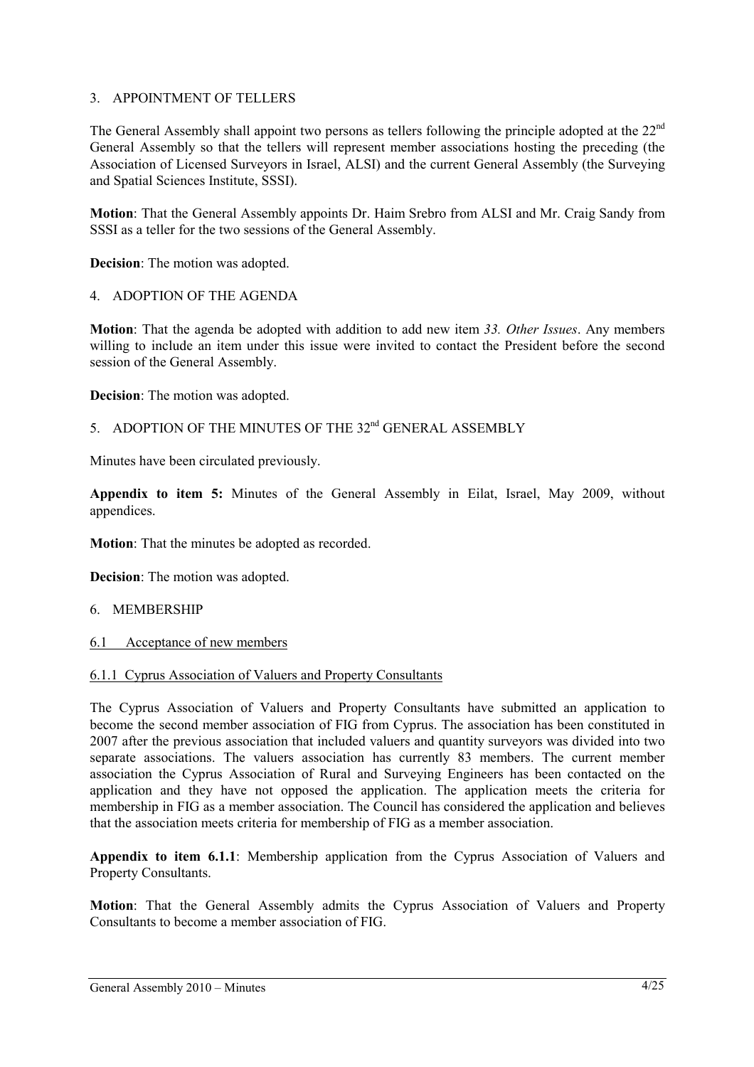## 3. APPOINTMENT OF TELLERS

The General Assembly shall appoint two persons as tellers following the principle adopted at the 22nd General Assembly so that the tellers will represent member associations hosting the preceding (the Association of Licensed Surveyors in Israel, ALSI) and the current General Assembly (the Surveying and Spatial Sciences Institute, SSSI).

**Motion**: That the General Assembly appoints Dr. Haim Srebro from ALSI and Mr. Craig Sandy from SSSI as a teller for the two sessions of the General Assembly.

**Decision**: The motion was adopted.

## 4. ADOPTION OF THE AGENDA

**Motion**: That the agenda be adopted with addition to add new item *33. Other Issues*. Any members willing to include an item under this issue were invited to contact the President before the second session of the General Assembly.

**Decision**: The motion was adopted.

## 5. ADOPTION OF THE MINUTES OF THE 32nd GENERAL ASSEMBLY

Minutes have been circulated previously.

**Appendix to item 5:** Minutes of the General Assembly in Eilat, Israel, May 2009, without appendices.

**Motion**: That the minutes be adopted as recorded.

**Decision**: The motion was adopted.

## 6. MEMBERSHIP

### 6.1 Acceptance of new members

#### 6.1.1 Cyprus Association of Valuers and Property Consultants

The Cyprus Association of Valuers and Property Consultants have submitted an application to become the second member association of FIG from Cyprus. The association has been constituted in 2007 after the previous association that included valuers and quantity surveyors was divided into two separate associations. The valuers association has currently 83 members. The current member association the Cyprus Association of Rural and Surveying Engineers has been contacted on the application and they have not opposed the application. The application meets the criteria for membership in FIG as a member association. The Council has considered the application and believes that the association meets criteria for membership of FIG as a member association.

**Appendix to item 6.1.1**: Membership application from the Cyprus Association of Valuers and Property Consultants.

**Motion**: That the General Assembly admits the Cyprus Association of Valuers and Property Consultants to become a member association of FIG.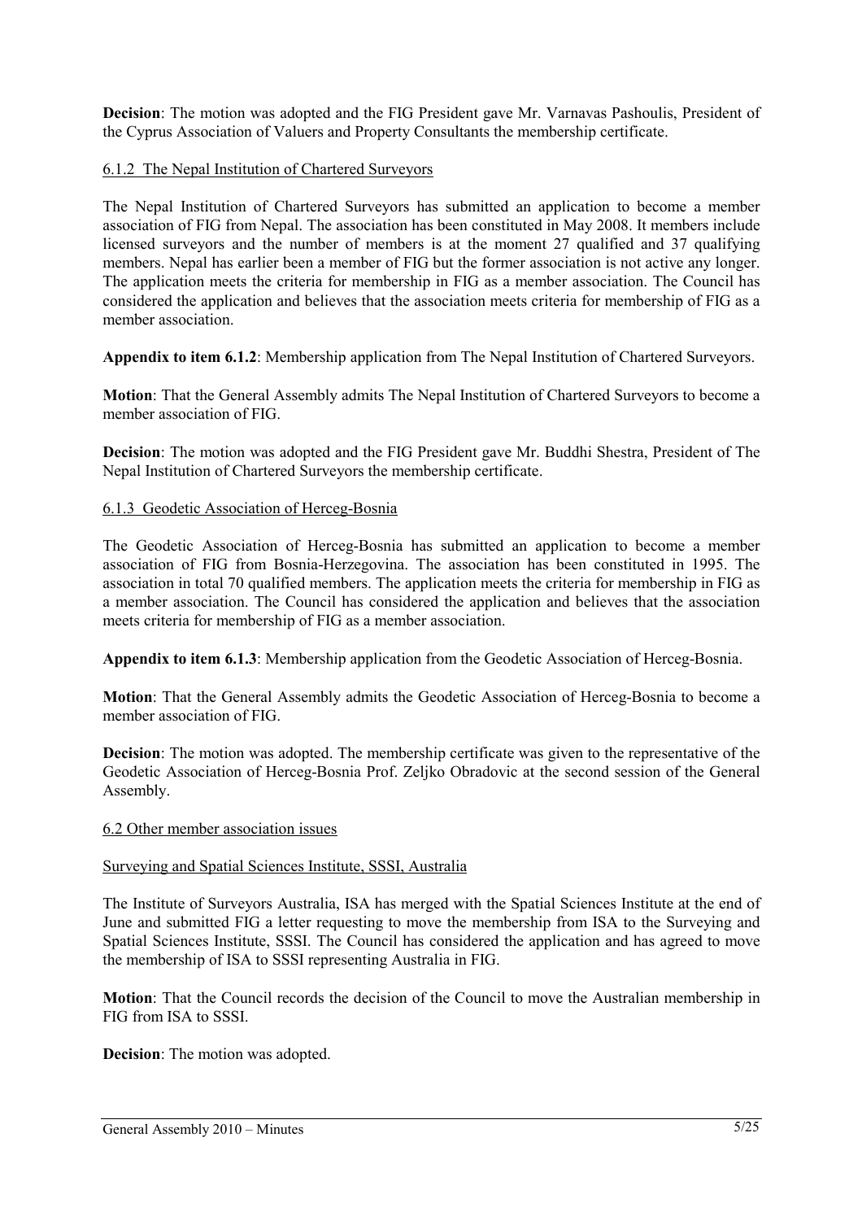**Decision**: The motion was adopted and the FIG President gave Mr. Varnavas Pashoulis, President of the Cyprus Association of Valuers and Property Consultants the membership certificate.

### 6.1.2 The Nepal Institution of Chartered Surveyors

The Nepal Institution of Chartered Surveyors has submitted an application to become a member association of FIG from Nepal. The association has been constituted in May 2008. It members include licensed surveyors and the number of members is at the moment 27 qualified and 37 qualifying members. Nepal has earlier been a member of FIG but the former association is not active any longer. The application meets the criteria for membership in FIG as a member association. The Council has considered the application and believes that the association meets criteria for membership of FIG as a member association.

**Appendix to item 6.1.2**: Membership application from The Nepal Institution of Chartered Surveyors.

**Motion**: That the General Assembly admits The Nepal Institution of Chartered Surveyors to become a member association of FIG.

**Decision**: The motion was adopted and the FIG President gave Mr. Buddhi Shestra, President of The Nepal Institution of Chartered Surveyors the membership certificate.

### 6.1.3 Geodetic Association of Herceg-Bosnia

The Geodetic Association of Herceg-Bosnia has submitted an application to become a member association of FIG from Bosnia-Herzegovina. The association has been constituted in 1995. The association in total 70 qualified members. The application meets the criteria for membership in FIG as a member association. The Council has considered the application and believes that the association meets criteria for membership of FIG as a member association.

**Appendix to item 6.1.3**: Membership application from the Geodetic Association of Herceg-Bosnia.

**Motion**: That the General Assembly admits the Geodetic Association of Herceg-Bosnia to become a member association of FIG.

**Decision**: The motion was adopted. The membership certificate was given to the representative of the Geodetic Association of Herceg-Bosnia Prof. Zeljko Obradovic at the second session of the General Assembly.

### 6.2 Other member association issues

#### Surveying and Spatial Sciences Institute, SSSI, Australia

The Institute of Surveyors Australia, ISA has merged with the Spatial Sciences Institute at the end of June and submitted FIG a letter requesting to move the membership from ISA to the Surveying and Spatial Sciences Institute, SSSI. The Council has considered the application and has agreed to move the membership of ISA to SSSI representing Australia in FIG.

**Motion**: That the Council records the decision of the Council to move the Australian membership in FIG from ISA to SSSI.

**Decision**: The motion was adopted.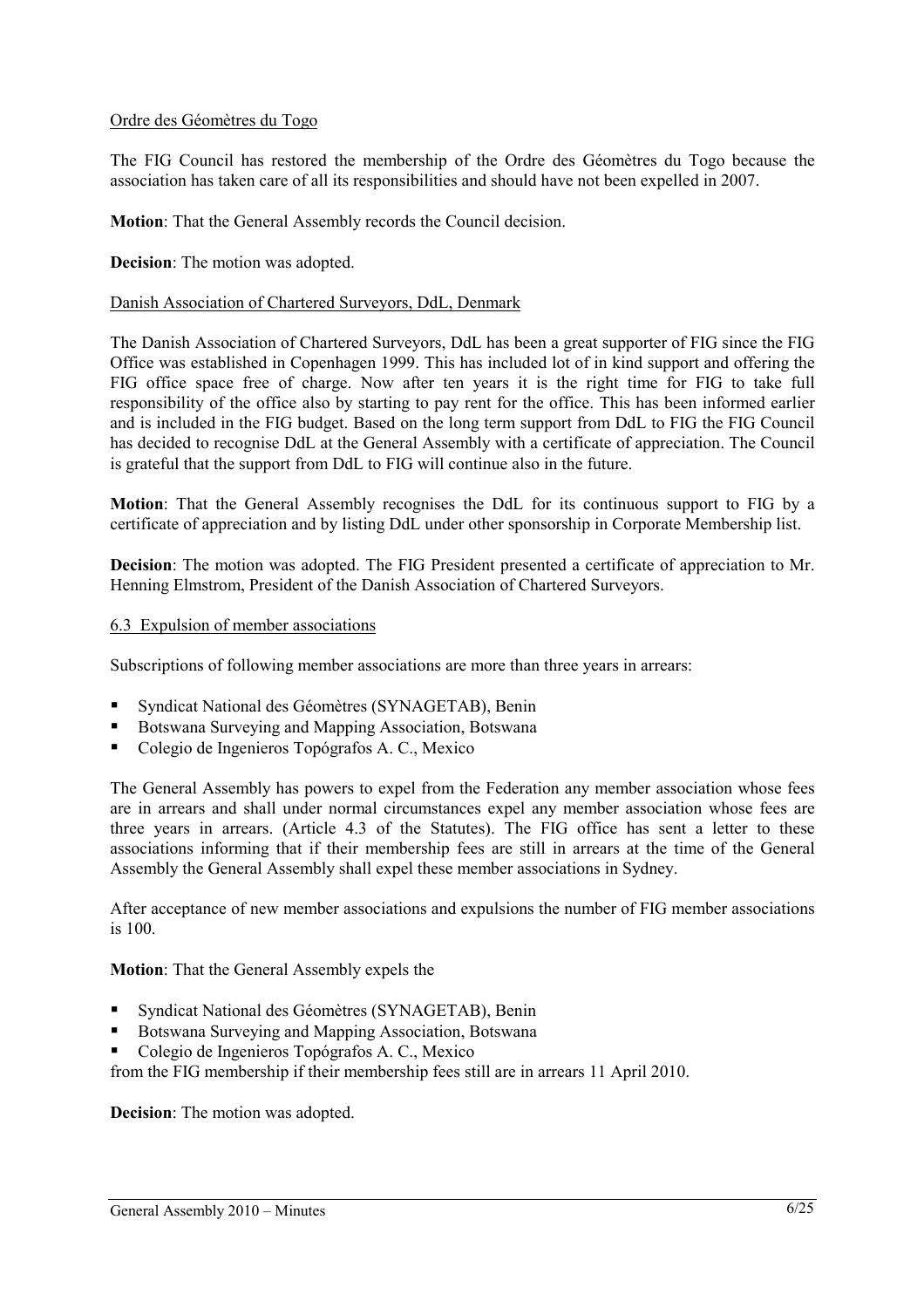Ordre des Géomètres du Togo

The FIG Council has restored the membership of the Ordre des Géomètres du Togo because the association has taken care of all its responsibilities and should have not been expelled in 2007.

**Motion**: That the General Assembly records the Council decision.

**Decision**: The motion was adopted.

Danish Association of Chartered Surveyors, DdL, Denmark

The Danish Association of Chartered Surveyors, DdL has been a great supporter of FIG since the FIG Office was established in Copenhagen 1999. This has included lot of in kind support and offering the FIG office space free of charge. Now after ten years it is the right time for FIG to take full responsibility of the office also by starting to pay rent for the office. This has been informed earlier and is included in the FIG budget. Based on the long term support from DdL to FIG the FIG Council has decided to recognise DdL at the General Assembly with a certificate of appreciation. The Council is grateful that the support from DdL to FIG will continue also in the future.

**Motion**: That the General Assembly recognises the DdL for its continuous support to FIG by a certificate of appreciation and by listing DdL under other sponsorship in Corporate Membership list.

**Decision**: The motion was adopted. The FIG President presented a certificate of appreciation to Mr. Henning Elmstrom, President of the Danish Association of Chartered Surveyors.

6.3 Expulsion of member associations

Subscriptions of following member associations are more than three years in arrears:

- Syndicat National des Géomètres (SYNAGETAB), Benin
- Botswana Surveying and Mapping Association, Botswana
- Colegio de Ingenieros Topógrafos A. C., Mexico

The General Assembly has powers to expel from the Federation any member association whose fees are in arrears and shall under normal circumstances expel any member association whose fees are three years in arrears. (Article 4.3 of the Statutes). The FIG office has sent a letter to these associations informing that if their membership fees are still in arrears at the time of the General Assembly the General Assembly shall expel these member associations in Sydney.

After acceptance of new member associations and expulsions the number of FIG member associations is 100.

**Motion**: That the General Assembly expels the

- Syndicat National des Géomètres (SYNAGETAB), Benin
- Botswana Surveying and Mapping Association, Botswana
- Colegio de Ingenieros Topógrafos A. C., Mexico

from the FIG membership if their membership fees still are in arrears 11 April 2010.

**Decision**: The motion was adopted.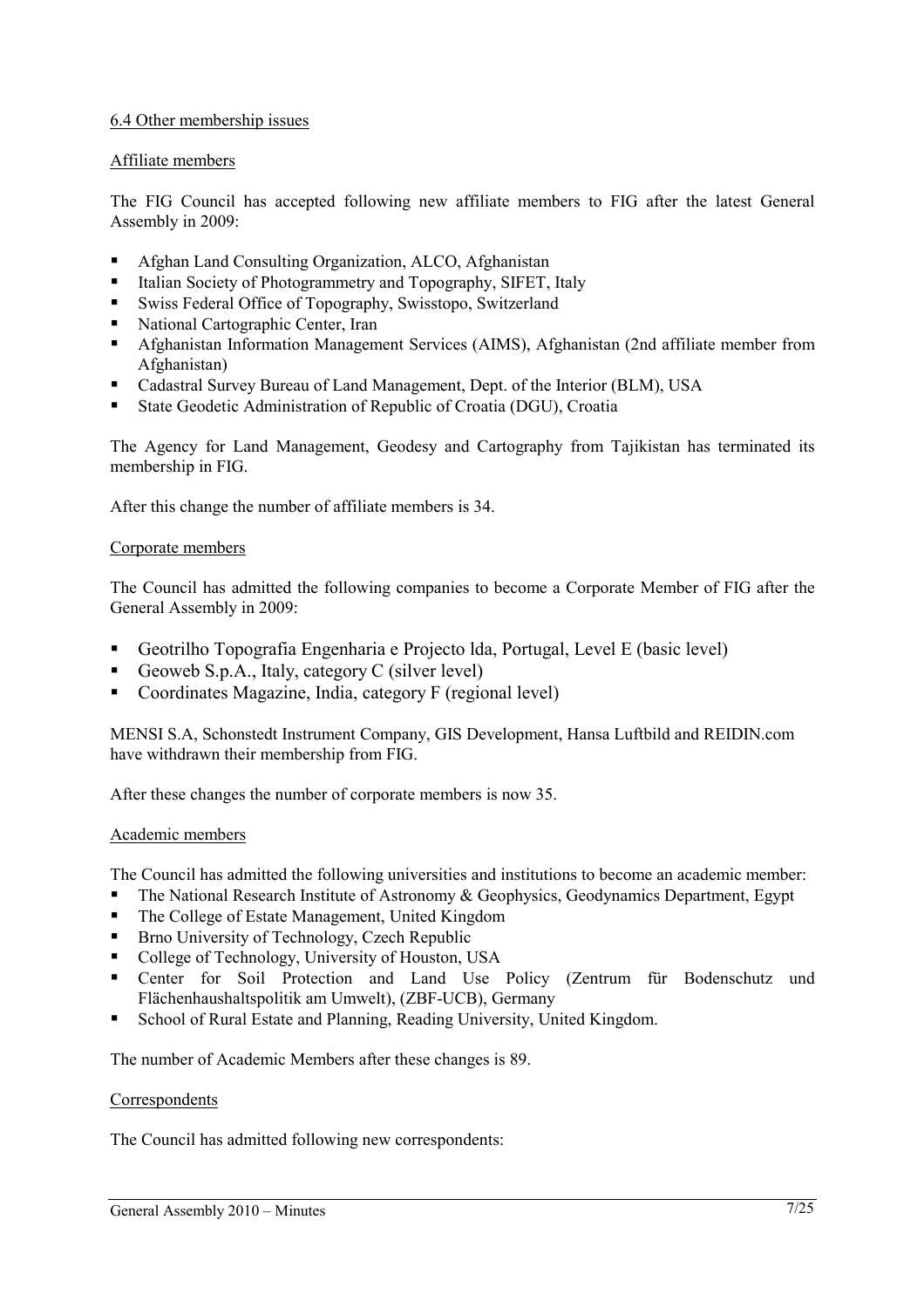## 6.4 Other membership issues

### Affiliate members

The FIG Council has accepted following new affiliate members to FIG after the latest General Assembly in 2009:

- Afghan Land Consulting Organization, ALCO, Afghanistan
- Italian Society of Photogrammetry and Topography, SIFET, Italy
- Swiss Federal Office of Topography, Swisstopo, Switzerland
- National Cartographic Center, Iran
- Afghanistan Information Management Services (AIMS), Afghanistan (2nd affiliate member from Afghanistan)
- Cadastral Survey Bureau of Land Management, Dept. of the Interior (BLM), USA
- State Geodetic Administration of Republic of Croatia (DGU), Croatia

The Agency for Land Management, Geodesy and Cartography from Tajikistan has terminated its membership in FIG.

After this change the number of affiliate members is 34.

### Corporate members

The Council has admitted the following companies to become a Corporate Member of FIG after the General Assembly in 2009:

- Geotrilho Topografia Engenharia e Projecto lda, Portugal, Level E (basic level)
- Geoweb S.p.A., Italy, category C (silver level)
- Coordinates Magazine, India, category F (regional level)

MENSI S.A, Schonstedt Instrument Company, GIS Development, Hansa Luftbild and REIDIN.com have withdrawn their membership from FIG.

After these changes the number of corporate members is now 35.

### Academic members

The Council has admitted the following universities and institutions to become an academic member:

- The National Research Institute of Astronomy & Geophysics, Geodynamics Department, Egypt
- The College of Estate Management, United Kingdom
- Brno University of Technology, Czech Republic
- College of Technology, University of Houston, USA
- Center for Soil Protection and Land Use Policy (Zentrum für Bodenschutz und Flächenhaushaltspolitik am Umwelt), (ZBF-UCB), Germany
- School of Rural Estate and Planning, Reading University, United Kingdom.

The number of Academic Members after these changes is 89.

### Correspondents

The Council has admitted following new correspondents: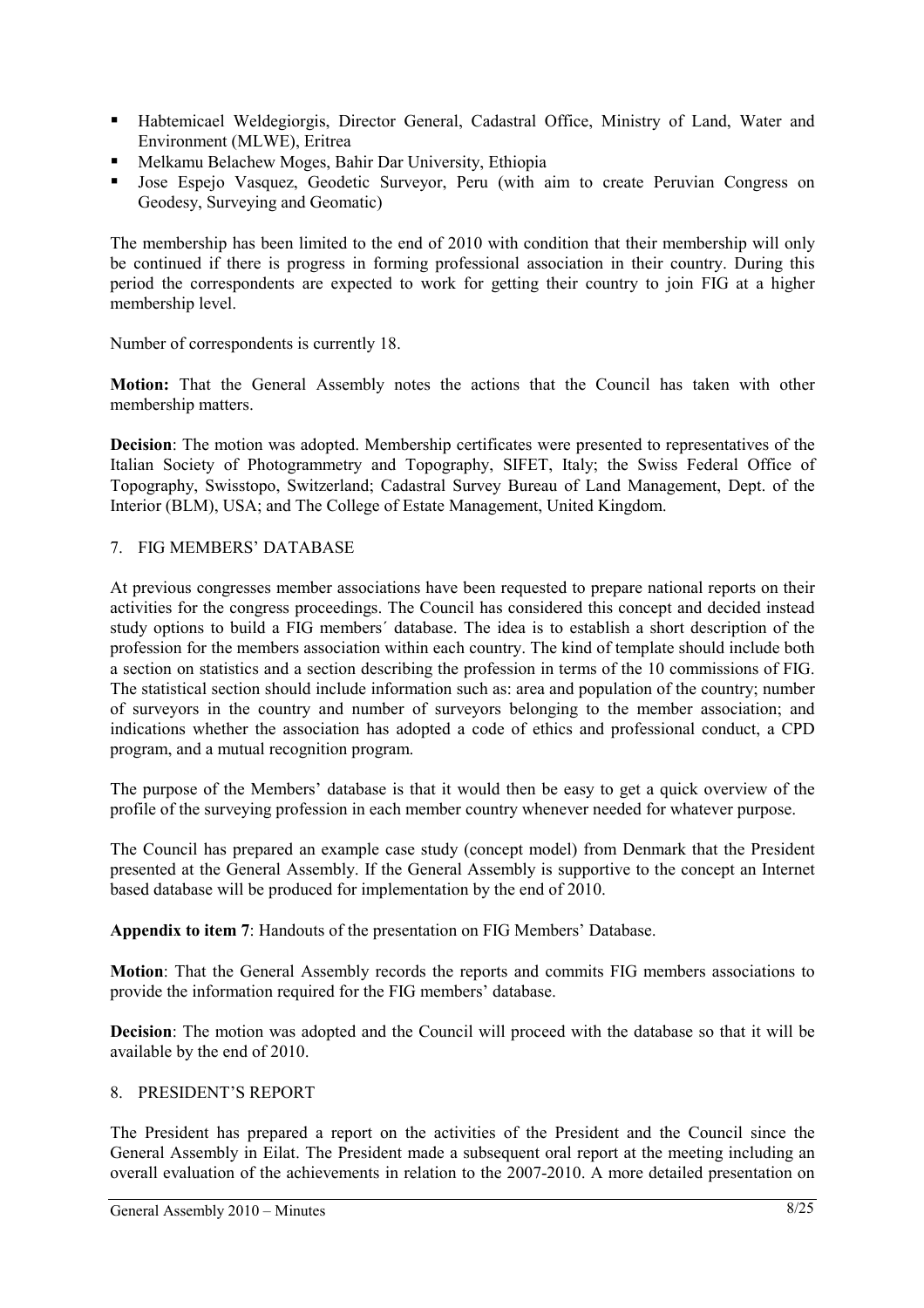- Habtemicael Weldegiorgis, Director General, Cadastral Office, Ministry of Land, Water and Environment (MLWE), Eritrea
- Melkamu Belachew Moges, Bahir Dar University, Ethiopia
- Jose Espejo Vasquez, Geodetic Surveyor, Peru (with aim to create Peruvian Congress on Geodesy, Surveying and Geomatic)

The membership has been limited to the end of 2010 with condition that their membership will only be continued if there is progress in forming professional association in their country. During this period the correspondents are expected to work for getting their country to join FIG at a higher membership level.

Number of correspondents is currently 18.

**Motion:** That the General Assembly notes the actions that the Council has taken with other membership matters.

**Decision**: The motion was adopted. Membership certificates were presented to representatives of the Italian Society of Photogrammetry and Topography, SIFET, Italy; the Swiss Federal Office of Topography, Swisstopo, Switzerland; Cadastral Survey Bureau of Land Management, Dept. of the Interior (BLM), USA; and The College of Estate Management, United Kingdom.

## 7. FIG MEMBERS' DATABASE

At previous congresses member associations have been requested to prepare national reports on their activities for the congress proceedings. The Council has considered this concept and decided instead study options to build a FIG members´ database. The idea is to establish a short description of the profession for the members association within each country. The kind of template should include both a section on statistics and a section describing the profession in terms of the 10 commissions of FIG. The statistical section should include information such as: area and population of the country; number of surveyors in the country and number of surveyors belonging to the member association; and indications whether the association has adopted a code of ethics and professional conduct, a CPD program, and a mutual recognition program.

The purpose of the Members' database is that it would then be easy to get a quick overview of the profile of the surveying profession in each member country whenever needed for whatever purpose.

The Council has prepared an example case study (concept model) from Denmark that the President presented at the General Assembly. If the General Assembly is supportive to the concept an Internet based database will be produced for implementation by the end of 2010.

**Appendix to item 7**: Handouts of the presentation on FIG Members' Database.

**Motion**: That the General Assembly records the reports and commits FIG members associations to provide the information required for the FIG members' database.

**Decision**: The motion was adopted and the Council will proceed with the database so that it will be available by the end of 2010.

## 8. PRESIDENT'S REPORT

The President has prepared a report on the activities of the President and the Council since the General Assembly in Eilat. The President made a subsequent oral report at the meeting including an overall evaluation of the achievements in relation to the 2007-2010. A more detailed presentation on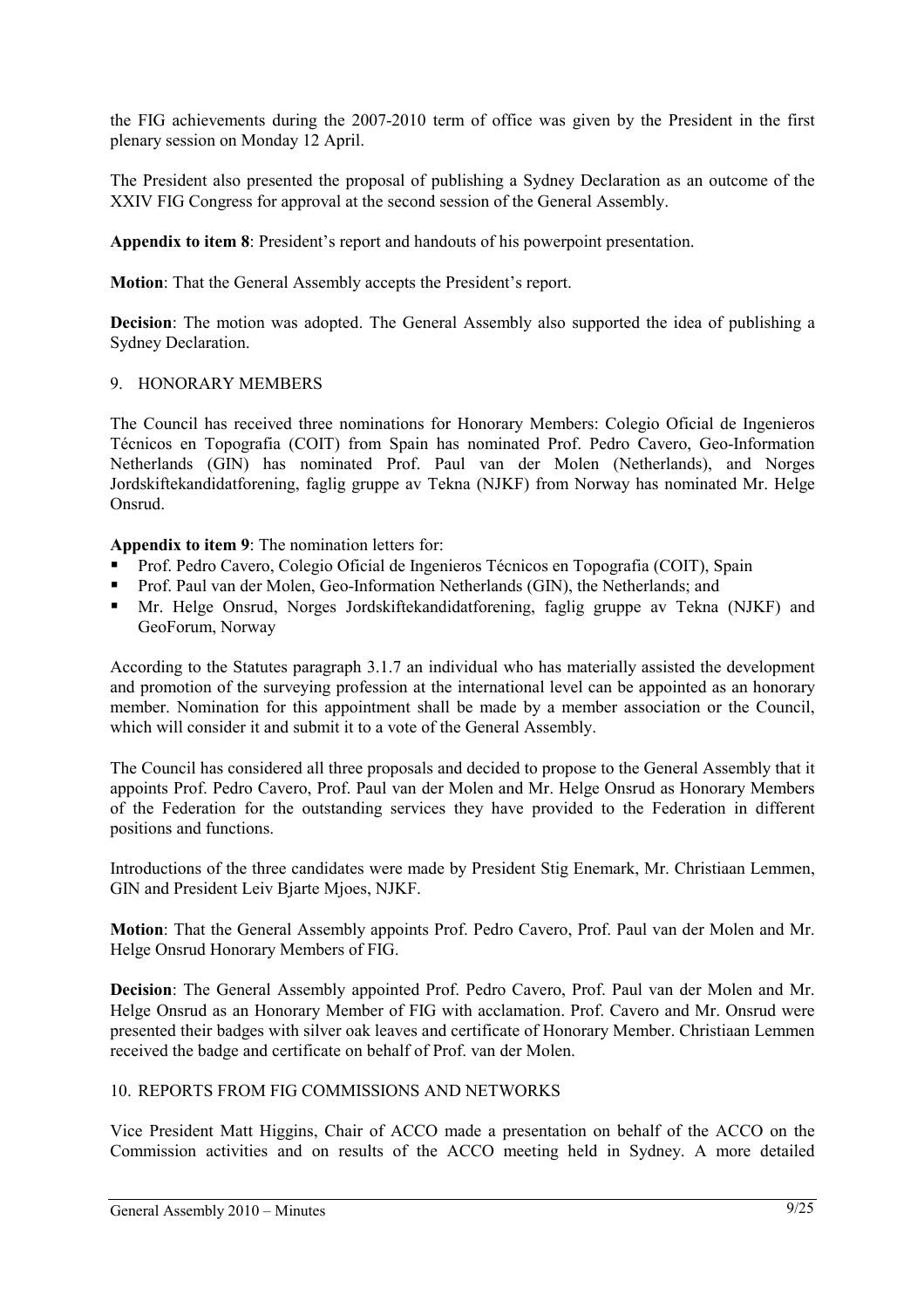the FIG achievements during the 2007-2010 term of office was given by the President in the first plenary session on Monday 12 April.

The President also presented the proposal of publishing a Sydney Declaration as an outcome of the XXIV FIG Congress for approval at the second session of the General Assembly.

**Appendix to item 8**: President's report and handouts of his powerpoint presentation.

**Motion**: That the General Assembly accepts the President's report.

**Decision**: The motion was adopted. The General Assembly also supported the idea of publishing a Sydney Declaration.

## 9. HONORARY MEMBERS

The Council has received three nominations for Honorary Members: Colegio Oficial de Ingenieros Técnicos en Topografia (COIT) from Spain has nominated Prof. Pedro Cavero, Geo-Information Netherlands (GIN) has nominated Prof. Paul van der Molen (Netherlands), and Norges Jordskiftekandidatforening, faglig gruppe av Tekna (NJKF) from Norway has nominated Mr. Helge Onsrud.

**Appendix to item 9**: The nomination letters for:

- Prof. Pedro Cavero, Colegio Oficial de Ingenieros Técnicos en Topografia (COIT), Spain
- Prof. Paul van der Molen, Geo-Information Netherlands (GIN), the Netherlands; and
- Mr. Helge Onsrud, Norges Jordskiftekandidatforening, faglig gruppe av Tekna (NJKF) and GeoForum, Norway

According to the Statutes paragraph 3.1.7 an individual who has materially assisted the development and promotion of the surveying profession at the international level can be appointed as an honorary member. Nomination for this appointment shall be made by a member association or the Council, which will consider it and submit it to a vote of the General Assembly.

The Council has considered all three proposals and decided to propose to the General Assembly that it appoints Prof. Pedro Cavero, Prof. Paul van der Molen and Mr. Helge Onsrud as Honorary Members of the Federation for the outstanding services they have provided to the Federation in different positions and functions.

Introductions of the three candidates were made by President Stig Enemark, Mr. Christiaan Lemmen, GIN and President Leiv Bjarte Mjoes, NJKF.

**Motion**: That the General Assembly appoints Prof. Pedro Cavero, Prof. Paul van der Molen and Mr. Helge Onsrud Honorary Members of FIG.

**Decision**: The General Assembly appointed Prof. Pedro Cavero, Prof. Paul van der Molen and Mr. Helge Onsrud as an Honorary Member of FIG with acclamation. Prof. Cavero and Mr. Onsrud were presented their badges with silver oak leaves and certificate of Honorary Member. Christiaan Lemmen received the badge and certificate on behalf of Prof. van der Molen.

## 10. REPORTS FROM FIG COMMISSIONS AND NETWORKS

Vice President Matt Higgins, Chair of ACCO made a presentation on behalf of the ACCO on the Commission activities and on results of the ACCO meeting held in Sydney. A more detailed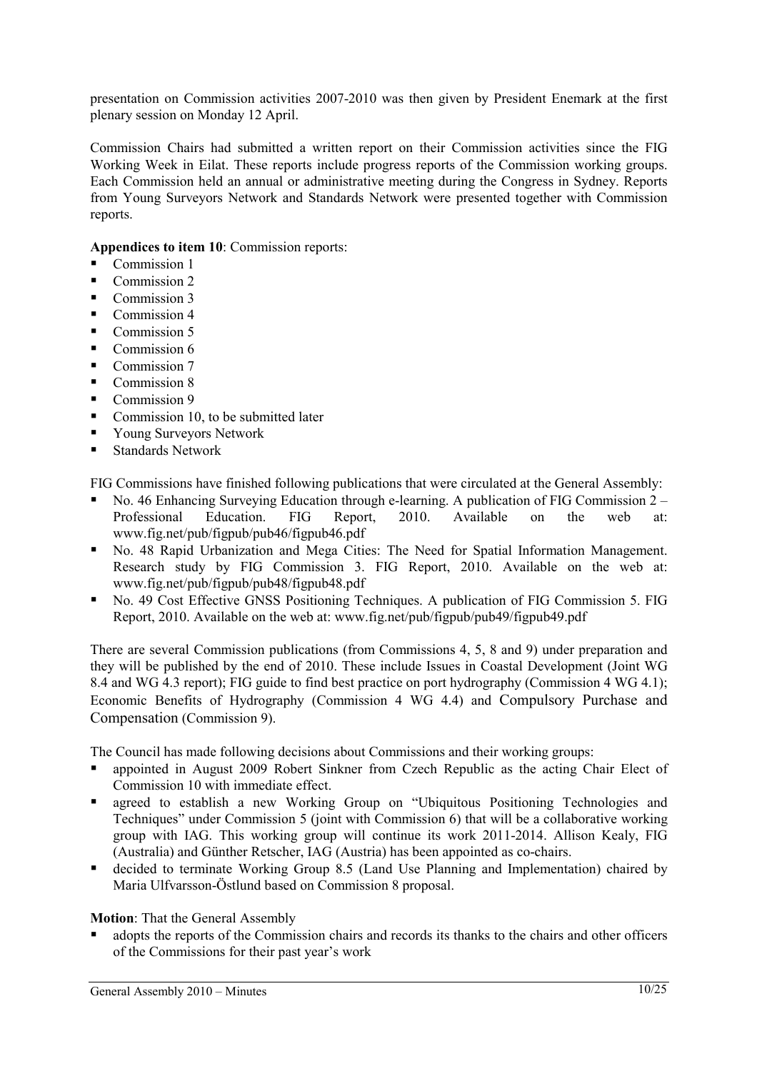presentation on Commission activities 2007-2010 was then given by President Enemark at the first plenary session on Monday 12 April.

Commission Chairs had submitted a written report on their Commission activities since the FIG Working Week in Eilat. These reports include progress reports of the Commission working groups. Each Commission held an annual or administrative meeting during the Congress in Sydney. Reports from Young Surveyors Network and Standards Network were presented together with Commission reports.

**Appendices to item 10**: Commission reports:

- Commission 1
- Commission 2
- Commission 3
- Commission 4
- Commission 5
- Commission 6
- Commission 7
- Commission 8
- Commission 9
- Commission 10, to be submitted later
- Young Surveyors Network
- Standards Network

FIG Commissions have finished following publications that were circulated at the General Assembly:

- No. 46 Enhancing Surveying Education through e-learning. A publication of FIG Commission 2 – Professional Education. FIG Report, 2010. Available on the web at: www.fig.net/pub/figpub/pub46/figpub46.pdf
- No. 48 Rapid Urbanization and Mega Cities: The Need for Spatial Information Management. Research study by FIG Commission 3. FIG Report, 2010. Available on the web at: www.fig.net/pub/figpub/pub48/figpub48.pdf
- No. 49 Cost Effective GNSS Positioning Techniques. A publication of FIG Commission 5. FIG Report, 2010. Available on the web at: www.fig.net/pub/figpub/pub49/figpub49.pdf

There are several Commission publications (from Commissions 4, 5, 8 and 9) under preparation and they will be published by the end of 2010. These include Issues in Coastal Development (Joint WG 8.4 and WG 4.3 report); FIG guide to find best practice on port hydrography (Commission 4 WG 4.1); Economic Benefits of Hydrography (Commission 4 WG 4.4) and Compulsory Purchase and Compensation (Commission 9).

The Council has made following decisions about Commissions and their working groups:

- appointed in August 2009 Robert Sinkner from Czech Republic as the acting Chair Elect of Commission 10 with immediate effect.
- agreed to establish a new Working Group on "Ubiquitous Positioning Technologies and Techniques" under Commission 5 (joint with Commission 6) that will be a collaborative working group with IAG. This working group will continue its work 2011-2014. Allison Kealy, FIG (Australia) and Günther Retscher, IAG (Austria) has been appointed as co-chairs.
- decided to terminate Working Group 8.5 (Land Use Planning and Implementation) chaired by Maria Ulfvarsson-Östlund based on Commission 8 proposal.

**Motion**: That the General Assembly

- adopts the reports of the Commission chairs and records its thanks to the chairs and other officers of the Commissions for their past year's work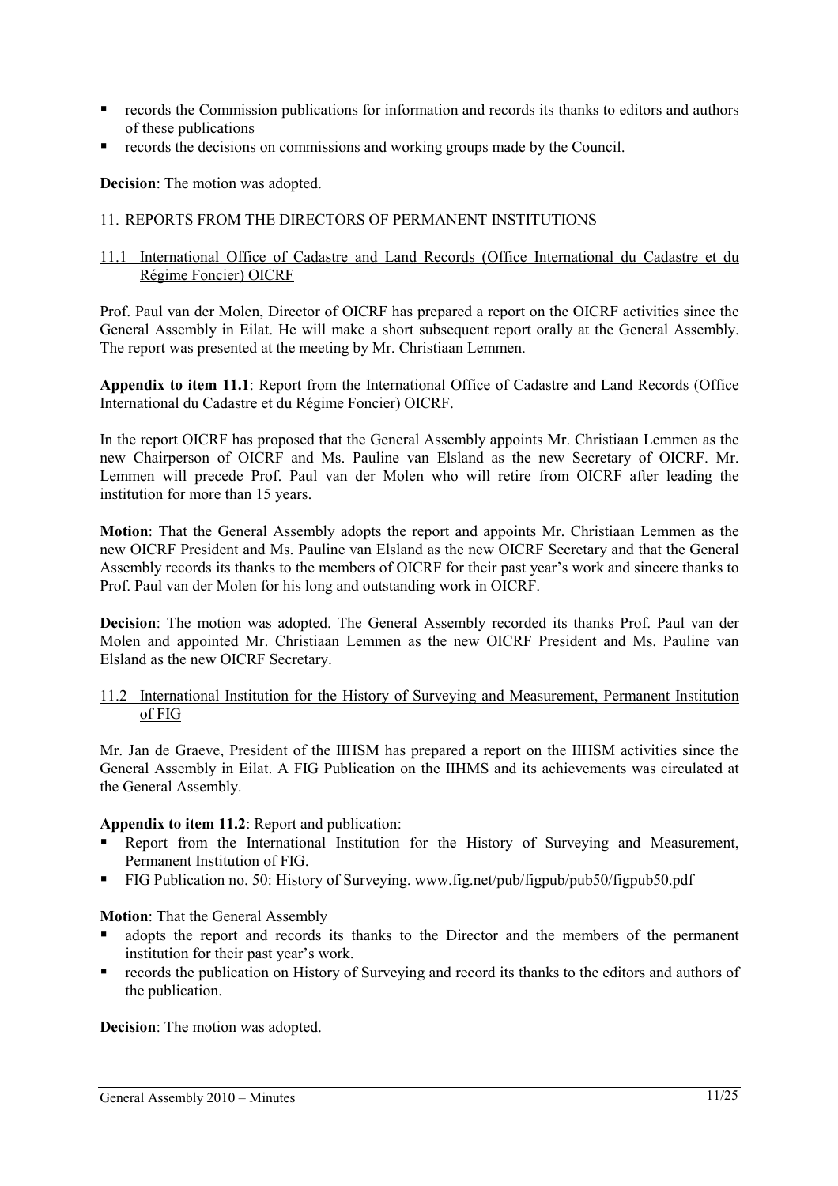- records the Commission publications for information and records its thanks to editors and authors of these publications
- records the decisions on commissions and working groups made by the Council.

**Decision**: The motion was adopted.

## 11. REPORTS FROM THE DIRECTORS OF PERMANENT INSTITUTIONS

### 11.1 International Office of Cadastre and Land Records (Office International du Cadastre et du Régime Foncier) OICRF

Prof. Paul van der Molen, Director of OICRF has prepared a report on the OICRF activities since the General Assembly in Eilat. He will make a short subsequent report orally at the General Assembly. The report was presented at the meeting by Mr. Christiaan Lemmen.

**Appendix to item 11.1**: Report from the International Office of Cadastre and Land Records (Office International du Cadastre et du Régime Foncier) OICRF.

In the report OICRF has proposed that the General Assembly appoints Mr. Christiaan Lemmen as the new Chairperson of OICRF and Ms. Pauline van Elsland as the new Secretary of OICRF. Mr. Lemmen will precede Prof. Paul van der Molen who will retire from OICRF after leading the institution for more than 15 years.

**Motion**: That the General Assembly adopts the report and appoints Mr. Christiaan Lemmen as the new OICRF President and Ms. Pauline van Elsland as the new OICRF Secretary and that the General Assembly records its thanks to the members of OICRF for their past year's work and sincere thanks to Prof. Paul van der Molen for his long and outstanding work in OICRF.

**Decision**: The motion was adopted. The General Assembly recorded its thanks Prof. Paul van der Molen and appointed Mr. Christiaan Lemmen as the new OICRF President and Ms. Pauline van Elsland as the new OICRF Secretary.

### 11.2 International Institution for the History of Surveying and Measurement, Permanent Institution of FIG

Mr. Jan de Graeve, President of the IIHSM has prepared a report on the IIHSM activities since the General Assembly in Eilat. A FIG Publication on the IIHMS and its achievements was circulated at the General Assembly.

**Appendix to item 11.2**: Report and publication:

- Report from the International Institution for the History of Surveying and Measurement, Permanent Institution of FIG.
- FIG Publication no. 50: History of Surveying. www.fig.net/pub/figpub/pub50/figpub50.pdf

**Motion**: That the General Assembly

- adopts the report and records its thanks to the Director and the members of the permanent institution for their past year's work.
- records the publication on History of Surveying and record its thanks to the editors and authors of the publication.

**Decision**: The motion was adopted.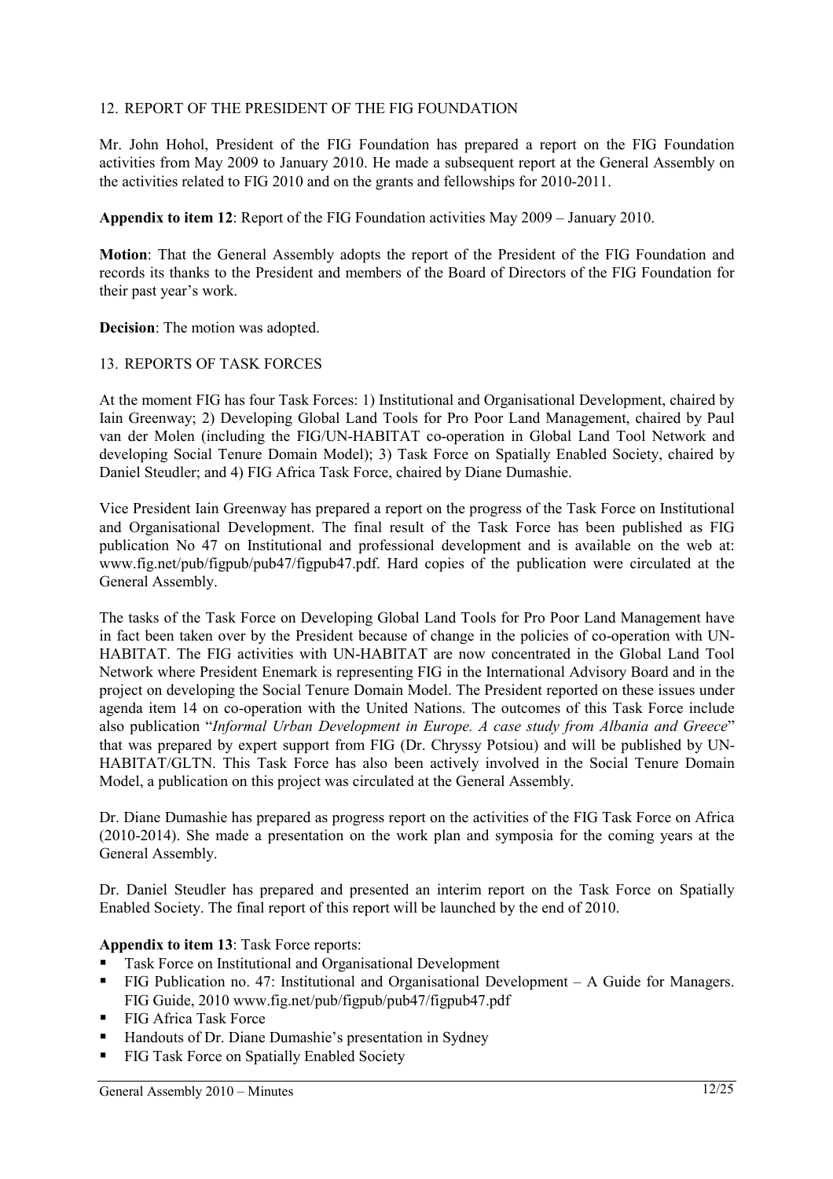## 12. REPORT OF THE PRESIDENT OF THE FIG FOUNDATION

Mr. John Hohol, President of the FIG Foundation has prepared a report on the FIG Foundation activities from May 2009 to January 2010. He made a subsequent report at the General Assembly on the activities related to FIG 2010 and on the grants and fellowships for 2010-2011.

**Appendix to item 12**: Report of the FIG Foundation activities May 2009 – January 2010.

**Motion**: That the General Assembly adopts the report of the President of the FIG Foundation and records its thanks to the President and members of the Board of Directors of the FIG Foundation for their past year's work.

**Decision**: The motion was adopted.

## 13. REPORTS OF TASK FORCES

At the moment FIG has four Task Forces: 1) Institutional and Organisational Development, chaired by Iain Greenway; 2) Developing Global Land Tools for Pro Poor Land Management, chaired by Paul van der Molen (including the FIG/UN-HABITAT co-operation in Global Land Tool Network and developing Social Tenure Domain Model); 3) Task Force on Spatially Enabled Society, chaired by Daniel Steudler; and 4) FIG Africa Task Force, chaired by Diane Dumashie.

Vice President Iain Greenway has prepared a report on the progress of the Task Force on Institutional and Organisational Development. The final result of the Task Force has been published as FIG publication No 47 on Institutional and professional development and is available on the web at: www.fig.net/pub/figpub/pub47/figpub47.pdf. Hard copies of the publication were circulated at the General Assembly.

The tasks of the Task Force on Developing Global Land Tools for Pro Poor Land Management have in fact been taken over by the President because of change in the policies of co-operation with UN-HABITAT. The FIG activities with UN-HABITAT are now concentrated in the Global Land Tool Network where President Enemark is representing FIG in the International Advisory Board and in the project on developing the Social Tenure Domain Model. The President reported on these issues under agenda item 14 on co-operation with the United Nations. The outcomes of this Task Force include also publication "*Informal Urban Development in Europe. A case study from Albania and Greece*" that was prepared by expert support from FIG (Dr. Chryssy Potsiou) and will be published by UN-HABITAT/GLTN. This Task Force has also been actively involved in the Social Tenure Domain Model, a publication on this project was circulated at the General Assembly.

Dr. Diane Dumashie has prepared as progress report on the activities of the FIG Task Force on Africa (2010-2014). She made a presentation on the work plan and symposia for the coming years at the General Assembly.

Dr. Daniel Steudler has prepared and presented an interim report on the Task Force on Spatially Enabled Society. The final report of this report will be launched by the end of 2010.

**Appendix to item 13**: Task Force reports:

- Task Force on Institutional and Organisational Development
- FIG Publication no. 47: Institutional and Organisational Development – A Guide for Managers. FIG Guide, 2010 www.fig.net/pub/figpub/pub47/figpub47.pdf
- FIG Africa Task Force
- Handouts of Dr. Diane Dumashie's presentation in Sydney
- FIG Task Force on Spatially Enabled Society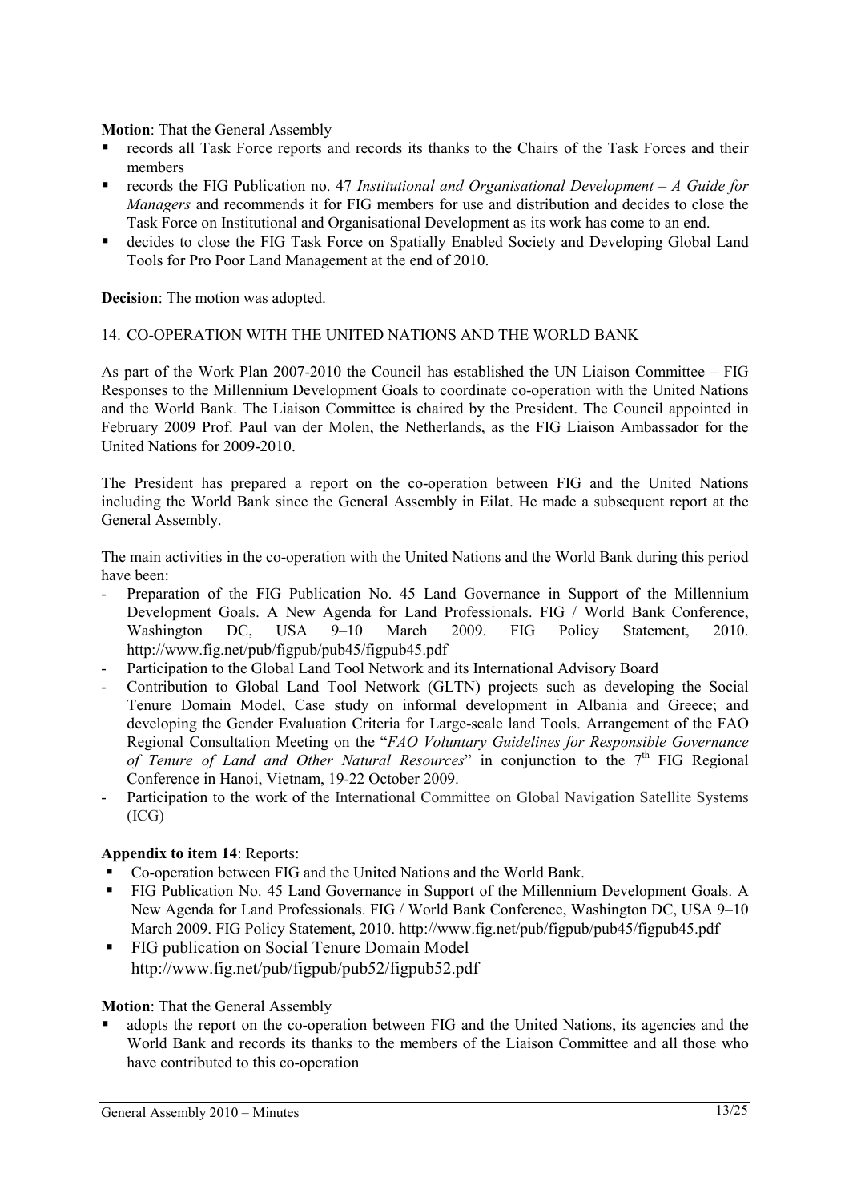**Motion**: That the General Assembly

- records all Task Force reports and records its thanks to the Chairs of the Task Forces and their members
- records the FIG Publication no. 47 *Institutional and Organisational Development – A Guide for Managers* and recommends it for FIG members for use and distribution and decides to close the Task Force on Institutional and Organisational Development as its work has come to an end.
- decides to close the FIG Task Force on Spatially Enabled Society and Developing Global Land Tools for Pro Poor Land Management at the end of 2010.

**Decision**: The motion was adopted.

14. CO-OPERATION WITH THE UNITED NATIONS AND THE WORLD BANK

As part of the Work Plan 2007-2010 the Council has established the UN Liaison Committee – FIG Responses to the Millennium Development Goals to coordinate co-operation with the United Nations and the World Bank. The Liaison Committee is chaired by the President. The Council appointed in February 2009 Prof. Paul van der Molen, the Netherlands, as the FIG Liaison Ambassador for the United Nations for 2009-2010.

The President has prepared a report on the co-operation between FIG and the United Nations including the World Bank since the General Assembly in Eilat. He made a subsequent report at the General Assembly.

The main activities in the co-operation with the United Nations and the World Bank during this period have been:

- Preparation of the FIG Publication No. 45 Land Governance in Support of the Millennium Development Goals. A New Agenda for Land Professionals. FIG / World Bank Conference, Washington DC, USA 9–10 March 2009. FIG Policy Statement, 2010. http://www.fig.net/pub/figpub/pub45/figpub45.pdf
- Participation to the Global Land Tool Network and its International Advisory Board
- Contribution to Global Land Tool Network (GLTN) projects such as developing the Social Tenure Domain Model, Case study on informal development in Albania and Greece; and developing the Gender Evaluation Criteria for Large-scale land Tools. Arrangement of the FAO Regional Consultation Meeting on the "*FAO Voluntary Guidelines for Responsible Governance of Tenure of Land and Other Natural Resources*" in conjunction to the 7th FIG Regional Conference in Hanoi, Vietnam, 19-22 October 2009.
- Participation to the work of the International Committee on Global Navigation Satellite Systems (ICG)

**Appendix to item 14**: Reports:

- Co-operation between FIG and the United Nations and the World Bank.
- FIG Publication No. 45 Land Governance in Support of the Millennium Development Goals. A New Agenda for Land Professionals. FIG / World Bank Conference, Washington DC, USA 9–10 March 2009. FIG Policy Statement, 2010. http://www.fig.net/pub/figpub/pub45/figpub45.pdf
- FIG publication on Social Tenure Domain Model http://www.fig.net/pub/figpub/pub52/figpub52.pdf

**Motion**: That the General Assembly

- adopts the report on the co-operation between FIG and the United Nations, its agencies and the World Bank and records its thanks to the members of the Liaison Committee and all those who have contributed to this co-operation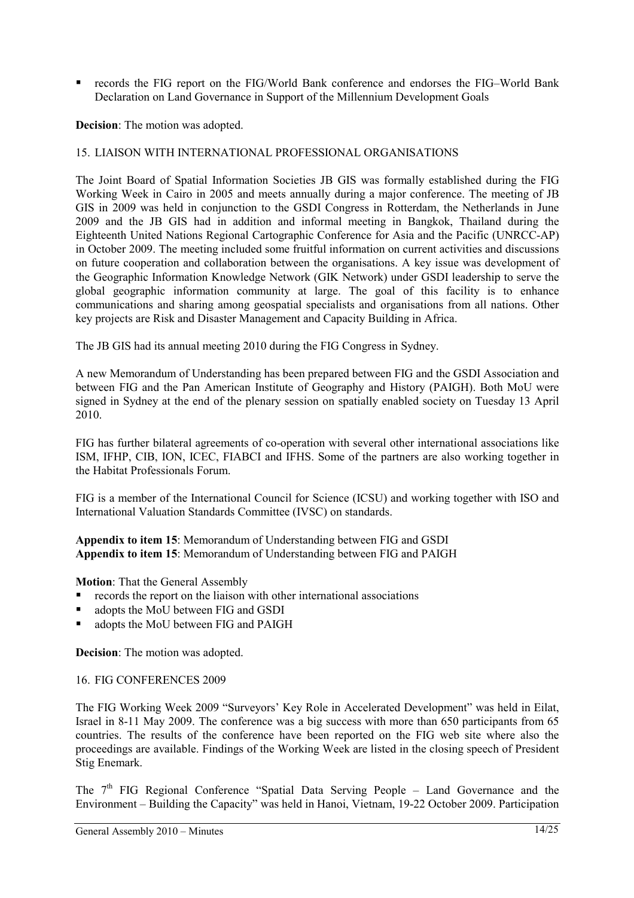- records the FIG report on the FIG/World Bank conference and endorses the FIG–World Bank Declaration on Land Governance in Support of the Millennium Development Goals

**Decision**: The motion was adopted.

15. LIAISON WITH INTERNATIONAL PROFESSIONAL ORGANISATIONS

The Joint Board of Spatial Information Societies JB GIS was formally established during the FIG Working Week in Cairo in 2005 and meets annually during a major conference. The meeting of JB GIS in 2009 was held in conjunction to the GSDI Congress in Rotterdam, the Netherlands in June 2009 and the JB GIS had in addition and informal meeting in Bangkok, Thailand during the Eighteenth United Nations Regional Cartographic Conference for Asia and the Pacific (UNRCC-AP) in October 2009. The meeting included some fruitful information on current activities and discussions on future cooperation and collaboration between the organisations. A key issue was development of the Geographic Information Knowledge Network (GIK Network) under GSDI leadership to serve the global geographic information community at large. The goal of this facility is to enhance communications and sharing among geospatial specialists and organisations from all nations. Other key projects are Risk and Disaster Management and Capacity Building in Africa.

The JB GIS had its annual meeting 2010 during the FIG Congress in Sydney.

A new Memorandum of Understanding has been prepared between FIG and the GSDI Association and between FIG and the Pan American Institute of Geography and History (PAIGH). Both MoU were signed in Sydney at the end of the plenary session on spatially enabled society on Tuesday 13 April 2010.

FIG has further bilateral agreements of co-operation with several other international associations like ISM, IFHP, CIB, ION, ICEC, FIABCI and IFHS. Some of the partners are also working together in the Habitat Professionals Forum.

FIG is a member of the International Council for Science (ICSU) and working together with ISO and International Valuation Standards Committee (IVSC) on standards.

**Appendix to item 15**: Memorandum of Understanding between FIG and GSDI
**Appendix to item 15**: Memorandum of Understanding between FIG and PAIGH

**Motion**: That the General Assembly

- records the report on the liaison with other international associations
- adopts the MoU between FIG and GSDI
- adopts the MoU between FIG and PAIGH

**Decision**: The motion was adopted.

16. FIG CONFERENCES 2009

The FIG Working Week 2009 "Surveyors' Key Role in Accelerated Development" was held in Eilat, Israel in 8-11 May 2009. The conference was a big success with more than 650 participants from 65 countries. The results of the conference have been reported on the FIG web site where also the proceedings are available. Findings of the Working Week are listed in the closing speech of President Stig Enemark.

The 7th FIG Regional Conference "Spatial Data Serving People – Land Governance and the Environment – Building the Capacity" was held in Hanoi, Vietnam, 19-22 October 2009. Participation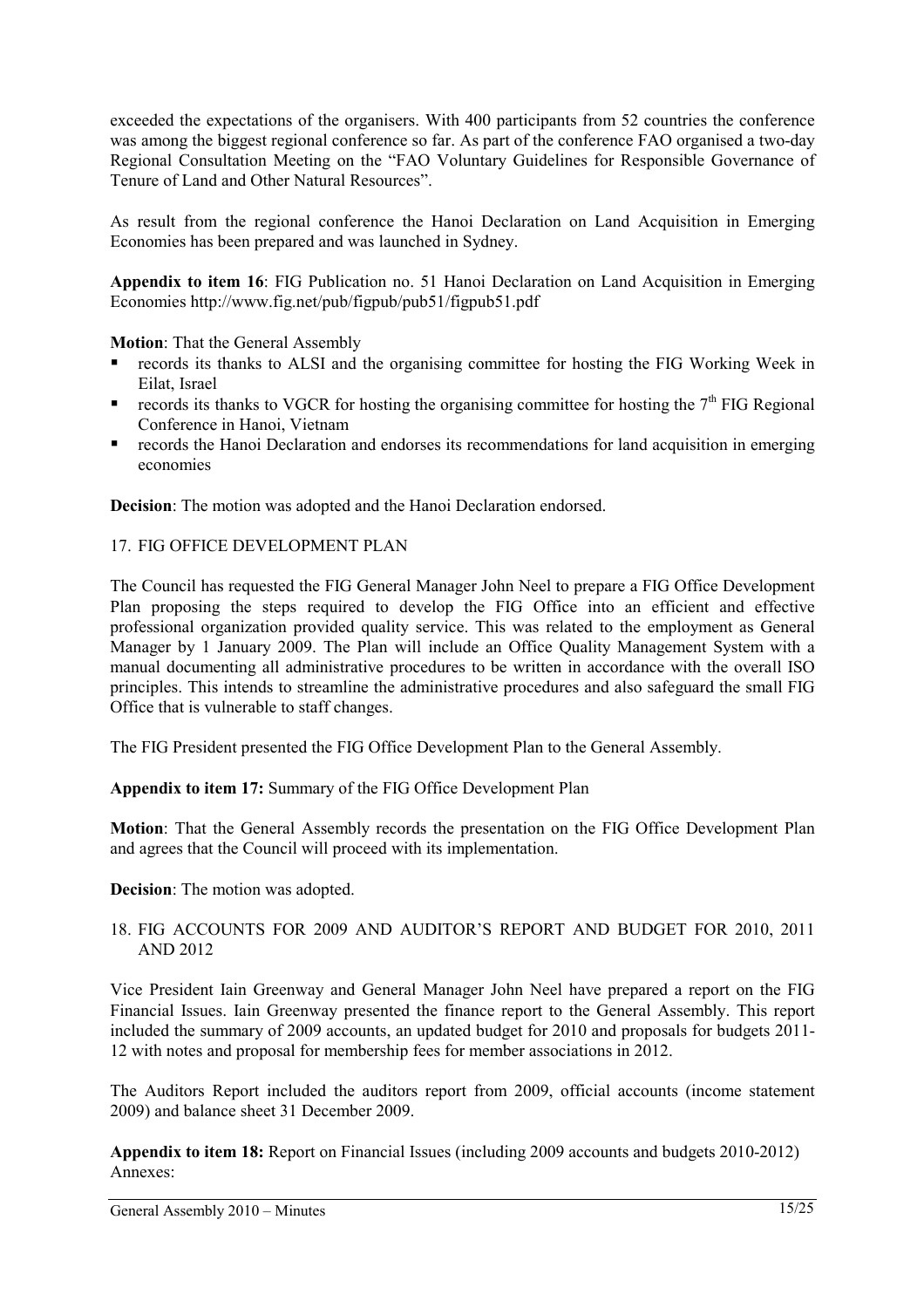exceeded the expectations of the organisers. With 400 participants from 52 countries the conference was among the biggest regional conference so far. As part of the conference FAO organised a two-day Regional Consultation Meeting on the "FAO Voluntary Guidelines for Responsible Governance of Tenure of Land and Other Natural Resources".

As result from the regional conference the Hanoi Declaration on Land Acquisition in Emerging Economies has been prepared and was launched in Sydney.

**Appendix to item 16**: FIG Publication no. 51 Hanoi Declaration on Land Acquisition in Emerging Economies http://www.fig.net/pub/figpub/pub51/figpub51.pdf

**Motion**: That the General Assembly

- records its thanks to ALSI and the organising committee for hosting the FIG Working Week in Eilat, Israel
- records its thanks to VGCR for hosting the organising committee for hosting the 7th FIG Regional Conference in Hanoi, Vietnam
- records the Hanoi Declaration and endorses its recommendations for land acquisition in emerging economies

**Decision**: The motion was adopted and the Hanoi Declaration endorsed.

## 17. FIG OFFICE DEVELOPMENT PLAN

The Council has requested the FIG General Manager John Neel to prepare a FIG Office Development Plan proposing the steps required to develop the FIG Office into an efficient and effective professional organization provided quality service. This was related to the employment as General Manager by 1 January 2009. The Plan will include an Office Quality Management System with a manual documenting all administrative procedures to be written in accordance with the overall ISO principles. This intends to streamline the administrative procedures and also safeguard the small FIG Office that is vulnerable to staff changes.

The FIG President presented the FIG Office Development Plan to the General Assembly.

**Appendix to item 17:** Summary of the FIG Office Development Plan

**Motion**: That the General Assembly records the presentation on the FIG Office Development Plan and agrees that the Council will proceed with its implementation.

**Decision**: The motion was adopted.

## 18. FIG ACCOUNTS FOR 2009 AND AUDITOR'S REPORT AND BUDGET FOR 2010, 2011 AND 2012

Vice President Iain Greenway and General Manager John Neel have prepared a report on the FIG Financial Issues. Iain Greenway presented the finance report to the General Assembly. This report included the summary of 2009 accounts, an updated budget for 2010 and proposals for budgets 2011-12 with notes and proposal for membership fees for member associations in 2012.

The Auditors Report included the auditors report from 2009, official accounts (income statement 2009) and balance sheet 31 December 2009.

**Appendix to item 18:** Report on Financial Issues (including 2009 accounts and budgets 2010-2012)
Annexes: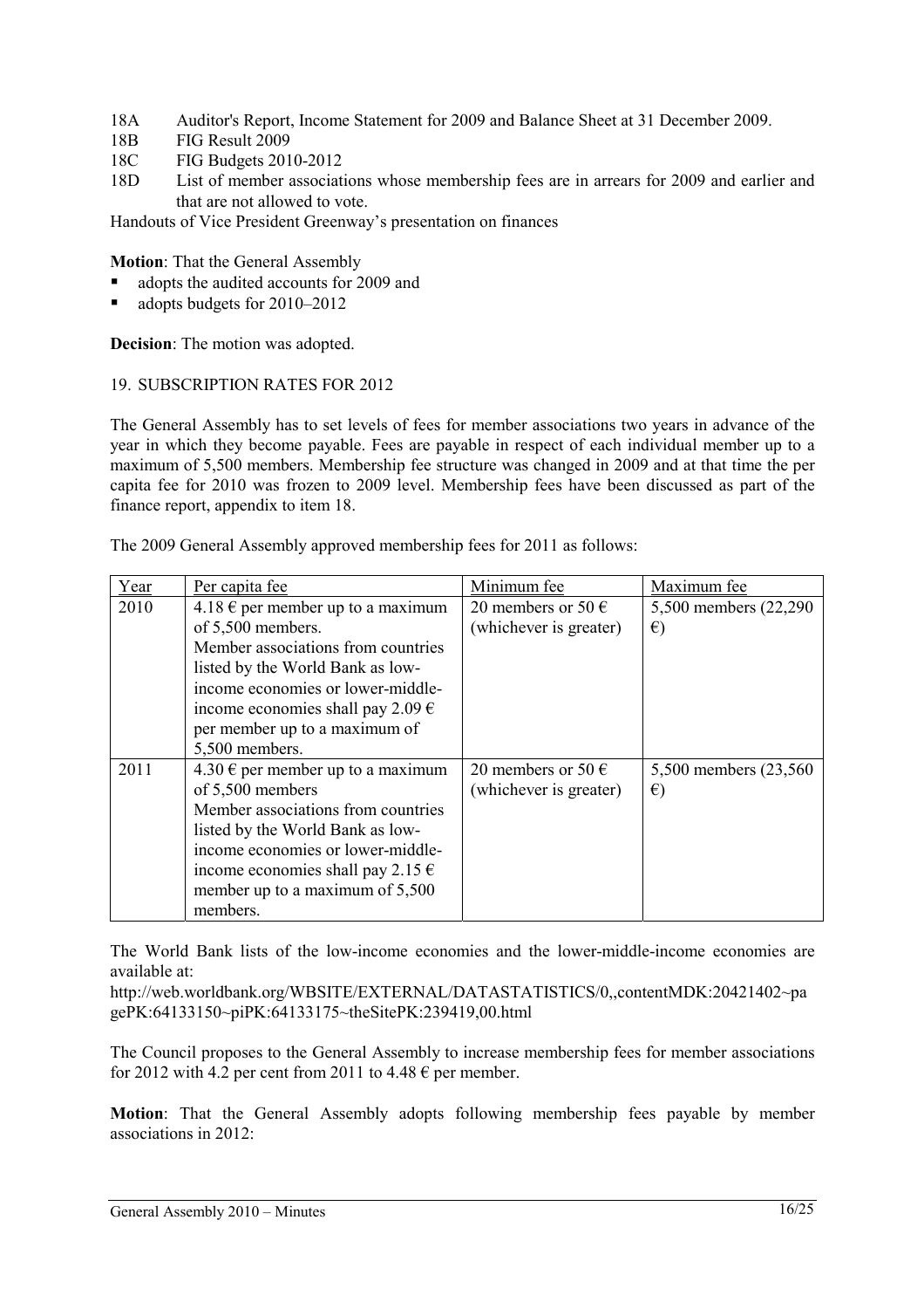18A Auditor's Report, Income Statement for 2009 and Balance Sheet at 31 December 2009.
18B FIG Result 2009
18C FIG Budgets 2010-2012
18D List of member associations whose membership fees are in arrears for 2009 and earlier and that are not allowed to vote.

Handouts of Vice President Greenway's presentation on finances

**Motion**: That the General Assembly

- adopts the audited accounts for 2009 and
- adopts budgets for 2010–2012

**Decision**: The motion was adopted.

19. SUBSCRIPTION RATES FOR 2012

The General Assembly has to set levels of fees for member associations two years in advance of the year in which they become payable. Fees are payable in respect of each individual member up to a maximum of 5,500 members. Membership fee structure was changed in 2009 and at that time the per capita fee for 2010 was frozen to 2009 level. Membership fees have been discussed as part of the finance report, appendix to item 18.

The 2009 General Assembly approved membership fees for 2011 as follows:

| Year | Per capita fee | Minimum fee | Maximum fee |
|---|---|---|---|
| 2010 | 4.18 € per member up to a maximum of 5,500 members. Member associations from countries listed by the World Bank as low-income economies or lower-middle-income economies shall pay 2.09 € per member up to a maximum of 5,500 members. | 20 members or 50 € (whichever is greater) | 5,500 members (22,290 €) |
| 2011 | 4.30 € per member up to a maximum of 5,500 members Member associations from countries listed by the World Bank as low-income economies or lower-middle-income economies shall pay 2.15 € member up to a maximum of 5,500 members. | 20 members or 50 € (whichever is greater) | 5,500 members (23,560 €) |

The World Bank lists of the low-income economies and the lower-middle-income economies are available at:
http://web.worldbank.org/WBSITE/EXTERNAL/DATASTATISTICS/0,,contentMDK:20421402~pagePK:64133150~piPK:64133175~theSitePK:239419,00.html

The Council proposes to the General Assembly to increase membership fees for member associations for 2012 with 4.2 per cent from 2011 to 4.48 € per member.

**Motion**: That the General Assembly adopts following membership fees payable by member associations in 2012: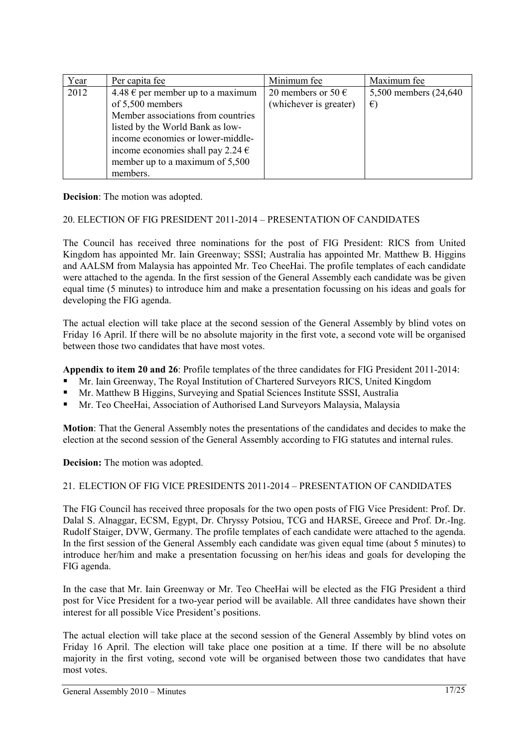| Year | Per capita fee | Minimum fee | Maximum fee |
|---|---|---|---|
| 2012 | 4.48 € per member up to a maximum of 5,500 members<br>Member associations from countries listed by the World Bank as low-income economies or lower-middle-income economies shall pay 2.24 € member up to a maximum of 5,500 members. | 20 members or 50 € (whichever is greater) | 5,500 members (24,640 €) |

**Decision**: The motion was adopted.

20. ELECTION OF FIG PRESIDENT 2011-2014 – PRESENTATION OF CANDIDATES

The Council has received three nominations for the post of FIG President: RICS from United Kingdom has appointed Mr. Iain Greenway; SSSI; Australia has appointed Mr. Matthew B. Higgins and AALSM from Malaysia has appointed Mr. Teo CheeHai. The profile templates of each candidate were attached to the agenda. In the first session of the General Assembly each candidate was be given equal time (5 minutes) to introduce him and make a presentation focussing on his ideas and goals for developing the FIG agenda.

The actual election will take place at the second session of the General Assembly by blind votes on Friday 16 April. If there will be no absolute majority in the first vote, a second vote will be organised between those two candidates that have most votes.

**Appendix to item 20 and 26**: Profile templates of the three candidates for FIG President 2011-2014:

- Mr. Iain Greenway, The Royal Institution of Chartered Surveyors RICS, United Kingdom
- Mr. Matthew B Higgins, Surveying and Spatial Sciences Institute SSSI, Australia
- Mr. Teo CheeHai, Association of Authorised Land Surveyors Malaysia, Malaysia

**Motion**: That the General Assembly notes the presentations of the candidates and decides to make the election at the second session of the General Assembly according to FIG statutes and internal rules.

**Decision:** The motion was adopted.

21. ELECTION OF FIG VICE PRESIDENTS 2011-2014 – PRESENTATION OF CANDIDATES

The FIG Council has received three proposals for the two open posts of FIG Vice President: Prof. Dr. Dalal S. Alnaggar, ECSM, Egypt, Dr. Chryssy Potsiou, TCG and HARSE, Greece and Prof. Dr.-Ing. Rudolf Staiger, DVW, Germany. The profile templates of each candidate were attached to the agenda. In the first session of the General Assembly each candidate was given equal time (about 5 minutes) to introduce her/him and make a presentation focussing on her/his ideas and goals for developing the FIG agenda.

In the case that Mr. Iain Greenway or Mr. Teo CheeHai will be elected as the FIG President a third post for Vice President for a two-year period will be available. All three candidates have shown their interest for all possible Vice President's positions.

The actual election will take place at the second session of the General Assembly by blind votes on Friday 16 April. The election will take place one position at a time. If there will be no absolute majority in the first voting, second vote will be organised between those two candidates that have most votes.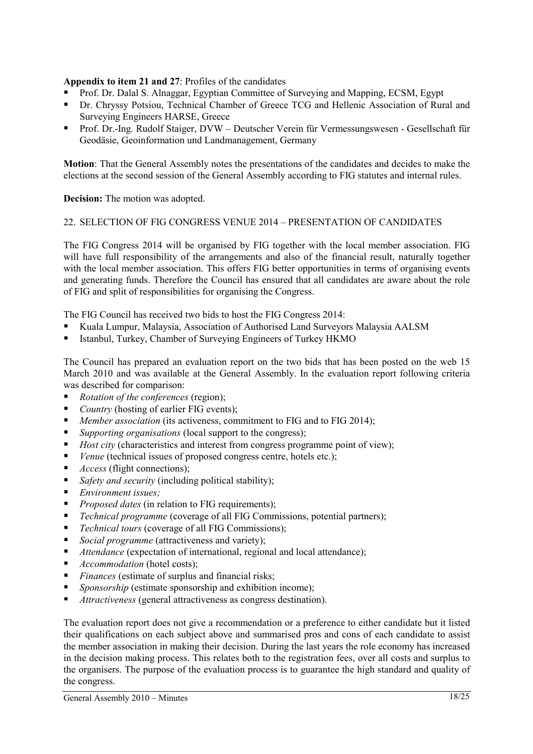**Appendix to item 21 and 27**: Profiles of the candidates

- Prof. Dr. Dalal S. Alnaggar, Egyptian Committee of Surveying and Mapping, ECSM, Egypt
- Dr. Chryssy Potsiou, Technical Chamber of Greece TCG and Hellenic Association of Rural and Surveying Engineers HARSE, Greece
- Prof. Dr.-Ing. Rudolf Staiger, DVW – Deutscher Verein für Vermessungswesen - Gesellschaft für Geodäsie, Geoinformation und Landmanagement, Germany

**Motion**: That the General Assembly notes the presentations of the candidates and decides to make the elections at the second session of the General Assembly according to FIG statutes and internal rules.

**Decision:** The motion was adopted.

## 22. SELECTION OF FIG CONGRESS VENUE 2014 – PRESENTATION OF CANDIDATES

The FIG Congress 2014 will be organised by FIG together with the local member association. FIG will have full responsibility of the arrangements and also of the financial result, naturally together with the local member association. This offers FIG better opportunities in terms of organising events and generating funds. Therefore the Council has ensured that all candidates are aware about the role of FIG and split of responsibilities for organising the Congress.

The FIG Council has received two bids to host the FIG Congress 2014:

- Kuala Lumpur, Malaysia, Association of Authorised Land Surveyors Malaysia AALSM
- Istanbul, Turkey, Chamber of Surveying Engineers of Turkey HKMO

The Council has prepared an evaluation report on the two bids that has been posted on the web 15 March 2010 and was available at the General Assembly. In the evaluation report following criteria was described for comparison:

- *Rotation of the conferences* (region);
- *Country* (hosting of earlier FIG events);
- *Member association* (its activeness, commitment to FIG and to FIG 2014);
- *Supporting organisations* (local support to the congress);
- *Host city* (characteristics and interest from congress programme point of view);
- *Venue* (technical issues of proposed congress centre, hotels etc.);
- *Access* (flight connections);
- *Safety and security* (including political stability);
- *Environment issues;*
- *Proposed dates* (in relation to FIG requirements);
- *Technical programme* (coverage of all FIG Commissions, potential partners);
- *Technical tours* (coverage of all FIG Commissions);
- *Social programme* (attractiveness and variety);
- *Attendance* (expectation of international, regional and local attendance);
- *Accommodation* (hotel costs);
- *Finances* (estimate of surplus and financial risks;
- *Sponsorship* (estimate sponsorship and exhibition income);
- *Attractiveness* (general attractiveness as congress destination).

The evaluation report does not give a recommendation or a preference to either candidate but it listed their qualifications on each subject above and summarised pros and cons of each candidate to assist the member association in making their decision. During the last years the role economy has increased in the decision making process. This relates both to the registration fees, over all costs and surplus to the organisers. The purpose of the evaluation process is to guarantee the high standard and quality of the congress.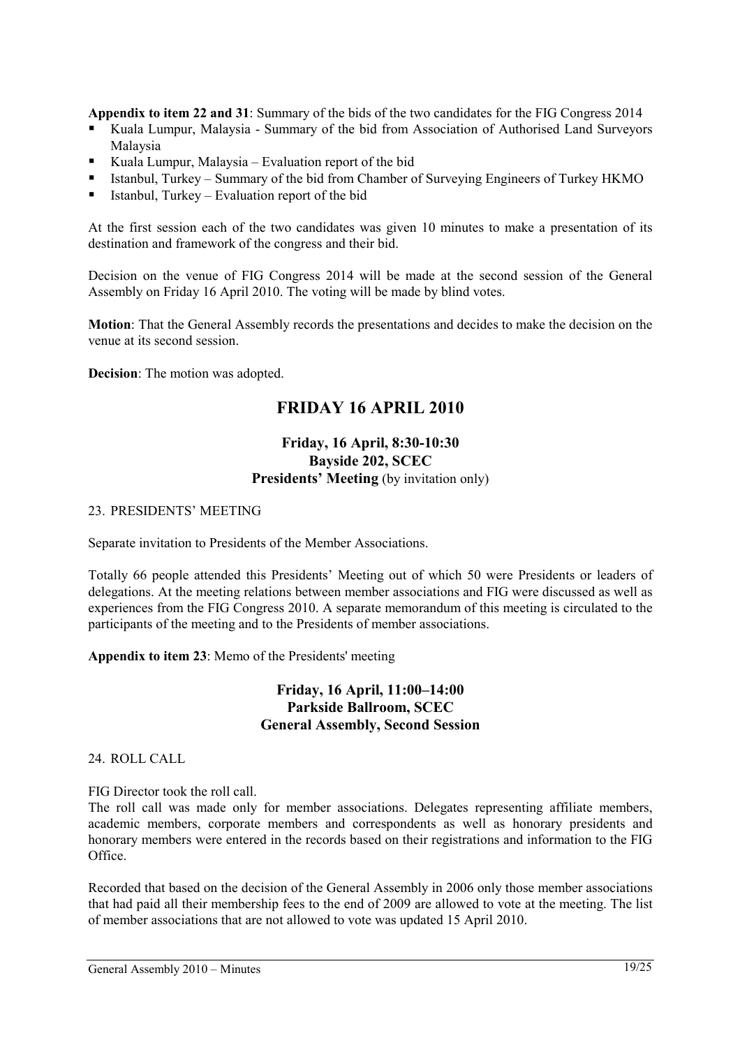**Appendix to item 22 and 31**: Summary of the bids of the two candidates for the FIG Congress 2014

- Kuala Lumpur, Malaysia - Summary of the bid from Association of Authorised Land Surveyors Malaysia
- Kuala Lumpur, Malaysia – Evaluation report of the bid
- Istanbul, Turkey – Summary of the bid from Chamber of Surveying Engineers of Turkey HKMO
- Istanbul, Turkey – Evaluation report of the bid

At the first session each of the two candidates was given 10 minutes to make a presentation of its destination and framework of the congress and their bid.

Decision on the venue of FIG Congress 2014 will be made at the second session of the General Assembly on Friday 16 April 2010. The voting will be made by blind votes.

**Motion**: That the General Assembly records the presentations and decides to make the decision on the venue at its second session.

**Decision**: The motion was adopted.

## FRIDAY 16 APRIL 2010

### Friday, 16 April, 8:30-10:30
### Bayside 202, SCEC
### Presidents' Meeting (by invitation only)

23. PRESIDENTS' MEETING

Separate invitation to Presidents of the Member Associations.

Totally 66 people attended this Presidents' Meeting out of which 50 were Presidents or leaders of delegations. At the meeting relations between member associations and FIG were discussed as well as experiences from the FIG Congress 2010. A separate memorandum of this meeting is circulated to the participants of the meeting and to the Presidents of member associations.

**Appendix to item 23**: Memo of the Presidents' meeting

### Friday, 16 April, 11:00–14:00
### Parkside Ballroom, SCEC
### General Assembly, Second Session

24. ROLL CALL

FIG Director took the roll call.
The roll call was made only for member associations. Delegates representing affiliate members, academic members, corporate members and correspondents as well as honorary presidents and honorary members were entered in the records based on their registrations and information to the FIG Office.

Recorded that based on the decision of the General Assembly in 2006 only those member associations that had paid all their membership fees to the end of 2009 are allowed to vote at the meeting. The list of member associations that are not allowed to vote was updated 15 April 2010.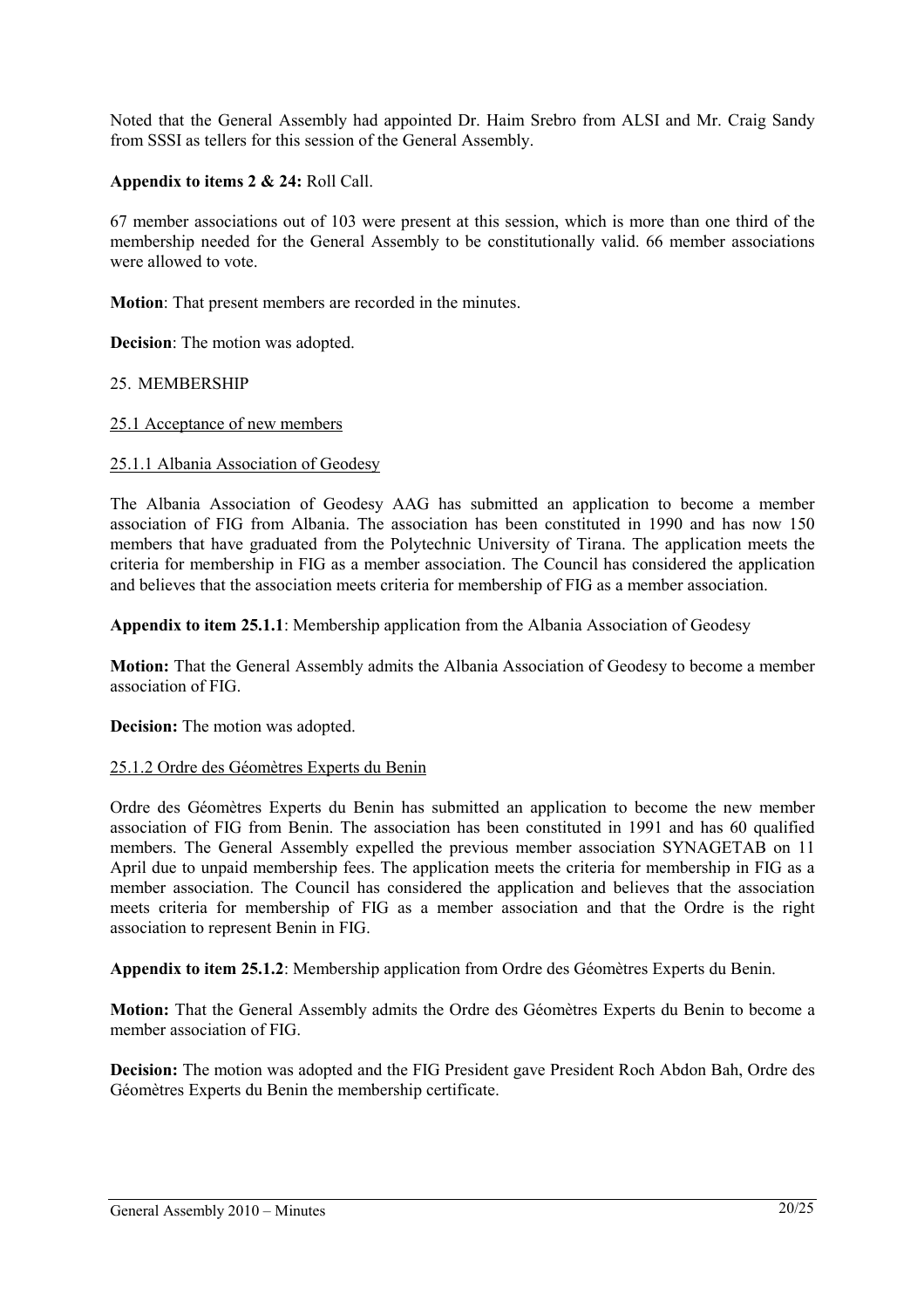Noted that the General Assembly had appointed Dr. Haim Srebro from ALSI and Mr. Craig Sandy from SSSI as tellers for this session of the General Assembly.

**Appendix to items 2 & 24:** Roll Call.

67 member associations out of 103 were present at this session, which is more than one third of the membership needed for the General Assembly to be constitutionally valid. 66 member associations were allowed to vote.

**Motion**: That present members are recorded in the minutes.

**Decision**: The motion was adopted.

25. MEMBERSHIP

25.1 Acceptance of new members

25.1.1 Albania Association of Geodesy

The Albania Association of Geodesy AAG has submitted an application to become a member association of FIG from Albania. The association has been constituted in 1990 and has now 150 members that have graduated from the Polytechnic University of Tirana. The application meets the criteria for membership in FIG as a member association. The Council has considered the application and believes that the association meets criteria for membership of FIG as a member association.

**Appendix to item 25.1.1**: Membership application from the Albania Association of Geodesy

**Motion:** That the General Assembly admits the Albania Association of Geodesy to become a member association of FIG.

**Decision:** The motion was adopted.

25.1.2 Ordre des Géomètres Experts du Benin

Ordre des Géomètres Experts du Benin has submitted an application to become the new member association of FIG from Benin. The association has been constituted in 1991 and has 60 qualified members. The General Assembly expelled the previous member association SYNAGETAB on 11 April due to unpaid membership fees. The application meets the criteria for membership in FIG as a member association. The Council has considered the application and believes that the association meets criteria for membership of FIG as a member association and that the Ordre is the right association to represent Benin in FIG.

**Appendix to item 25.1.2**: Membership application from Ordre des Géomètres Experts du Benin.

**Motion:** That the General Assembly admits the Ordre des Géomètres Experts du Benin to become a member association of FIG.

**Decision:** The motion was adopted and the FIG President gave President Roch Abdon Bah, Ordre des Géomètres Experts du Benin the membership certificate.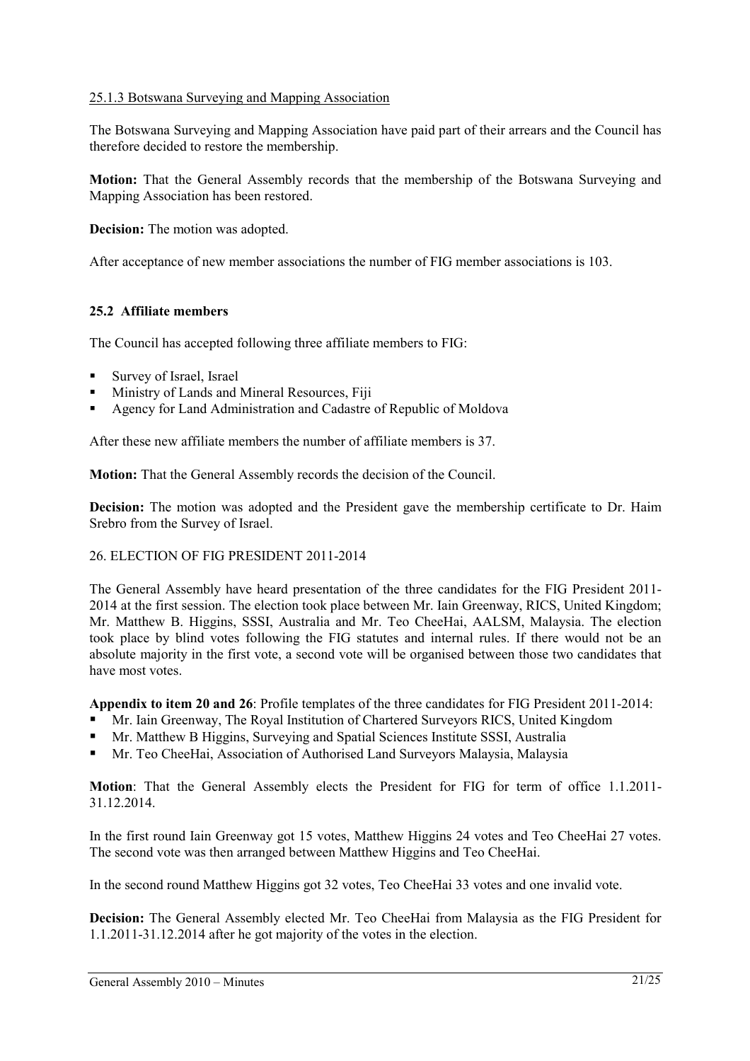25.1.3 Botswana Surveying and Mapping Association

The Botswana Surveying and Mapping Association have paid part of their arrears and the Council has therefore decided to restore the membership.

**Motion:** That the General Assembly records that the membership of the Botswana Surveying and Mapping Association has been restored.

**Decision:** The motion was adopted.

After acceptance of new member associations the number of FIG member associations is 103.

### 25.2 Affiliate members

The Council has accepted following three affiliate members to FIG:

- Survey of Israel, Israel
- Ministry of Lands and Mineral Resources, Fiji
- Agency for Land Administration and Cadastre of Republic of Moldova

After these new affiliate members the number of affiliate members is 37.

**Motion:** That the General Assembly records the decision of the Council.

**Decision:** The motion was adopted and the President gave the membership certificate to Dr. Haim Srebro from the Survey of Israel.

26. ELECTION OF FIG PRESIDENT 2011-2014

The General Assembly have heard presentation of the three candidates for the FIG President 2011-2014 at the first session. The election took place between Mr. Iain Greenway, RICS, United Kingdom; Mr. Matthew B. Higgins, SSSI, Australia and Mr. Teo CheeHai, AALSM, Malaysia. The election took place by blind votes following the FIG statutes and internal rules. If there would not be an absolute majority in the first vote, a second vote will be organised between those two candidates that have most votes.

**Appendix to item 20 and 26**: Profile templates of the three candidates for FIG President 2011-2014:

- Mr. Iain Greenway, The Royal Institution of Chartered Surveyors RICS, United Kingdom
- Mr. Matthew B Higgins, Surveying and Spatial Sciences Institute SSSI, Australia
- Mr. Teo CheeHai, Association of Authorised Land Surveyors Malaysia, Malaysia

**Motion**: That the General Assembly elects the President for FIG for term of office 1.1.2011-31.12.2014.

In the first round Iain Greenway got 15 votes, Matthew Higgins 24 votes and Teo CheeHai 27 votes. The second vote was then arranged between Matthew Higgins and Teo CheeHai.

In the second round Matthew Higgins got 32 votes, Teo CheeHai 33 votes and one invalid vote.

**Decision:** The General Assembly elected Mr. Teo CheeHai from Malaysia as the FIG President for 1.1.2011-31.12.2014 after he got majority of the votes in the election.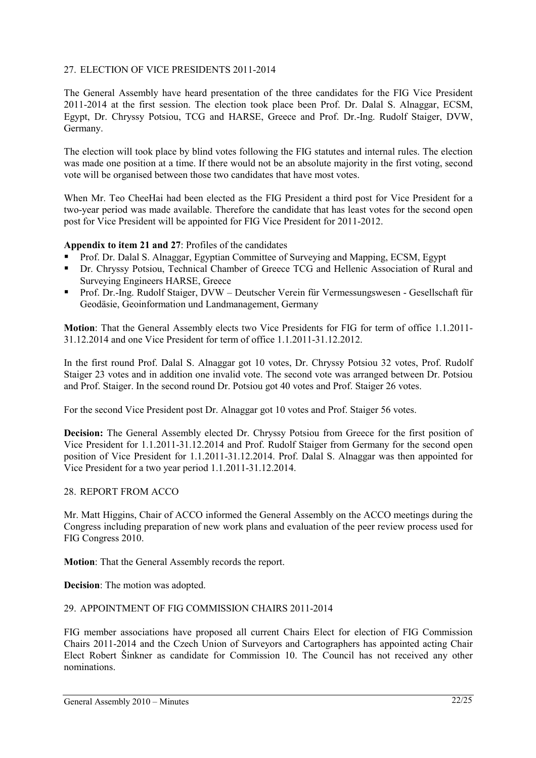## 27. ELECTION OF VICE PRESIDENTS 2011-2014

The General Assembly have heard presentation of the three candidates for the FIG Vice President 2011-2014 at the first session. The election took place been Prof. Dr. Dalal S. Alnaggar, ECSM, Egypt, Dr. Chryssy Potsiou, TCG and HARSE, Greece and Prof. Dr.-Ing. Rudolf Staiger, DVW, Germany.

The election will took place by blind votes following the FIG statutes and internal rules. The election was made one position at a time. If there would not be an absolute majority in the first voting, second vote will be organised between those two candidates that have most votes.

When Mr. Teo CheeHai had been elected as the FIG President a third post for Vice President for a two-year period was made available. Therefore the candidate that has least votes for the second open post for Vice President will be appointed for FIG Vice President for 2011-2012.

**Appendix to item 21 and 27**: Profiles of the candidates

- Prof. Dr. Dalal S. Alnaggar, Egyptian Committee of Surveying and Mapping, ECSM, Egypt
- Dr. Chryssy Potsiou, Technical Chamber of Greece TCG and Hellenic Association of Rural and Surveying Engineers HARSE, Greece
- Prof. Dr.-Ing. Rudolf Staiger, DVW – Deutscher Verein für Vermessungswesen - Gesellschaft für Geodäsie, Geoinformation und Landmanagement, Germany

**Motion**: That the General Assembly elects two Vice Presidents for FIG for term of office 1.1.2011-31.12.2014 and one Vice President for term of office 1.1.2011-31.12.2012.

In the first round Prof. Dalal S. Alnaggar got 10 votes, Dr. Chryssy Potsiou 32 votes, Prof. Rudolf Staiger 23 votes and in addition one invalid vote. The second vote was arranged between Dr. Potsiou and Prof. Staiger. In the second round Dr. Potsiou got 40 votes and Prof. Staiger 26 votes.

For the second Vice President post Dr. Alnaggar got 10 votes and Prof. Staiger 56 votes.

**Decision:** The General Assembly elected Dr. Chryssy Potsiou from Greece for the first position of Vice President for 1.1.2011-31.12.2014 and Prof. Rudolf Staiger from Germany for the second open position of Vice President for 1.1.2011-31.12.2014. Prof. Dalal S. Alnaggar was then appointed for Vice President for a two year period 1.1.2011-31.12.2014.

## 28. REPORT FROM ACCO

Mr. Matt Higgins, Chair of ACCO informed the General Assembly on the ACCO meetings during the Congress including preparation of new work plans and evaluation of the peer review process used for FIG Congress 2010.

**Motion**: That the General Assembly records the report.

**Decision**: The motion was adopted.

## 29. APPOINTMENT OF FIG COMMISSION CHAIRS 2011-2014

FIG member associations have proposed all current Chairs Elect for election of FIG Commission Chairs 2011-2014 and the Czech Union of Surveyors and Cartographers has appointed acting Chair Elect Robert Šinkner as candidate for Commission 10. The Council has not received any other nominations.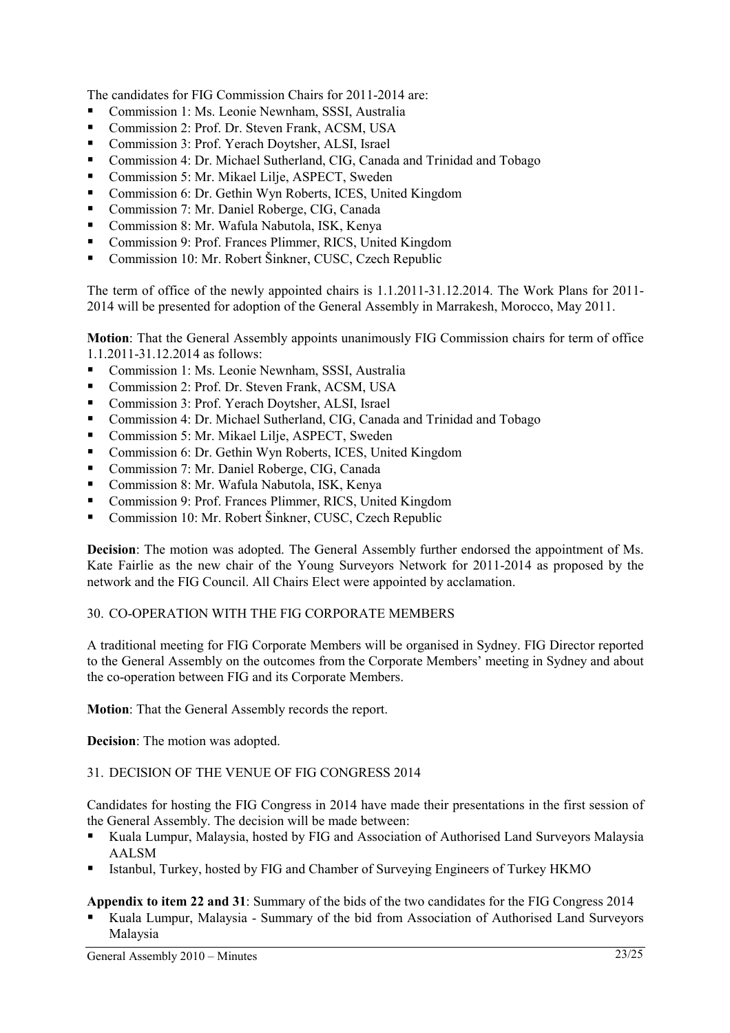The candidates for FIG Commission Chairs for 2011-2014 are:

- Commission 1: Ms. Leonie Newnham, SSSI, Australia
- Commission 2: Prof. Dr. Steven Frank, ACSM, USA
- Commission 3: Prof. Yerach Doytsher, ALSI, Israel
- Commission 4: Dr. Michael Sutherland, CIG, Canada and Trinidad and Tobago
- Commission 5: Mr. Mikael Lilje, ASPECT, Sweden
- Commission 6: Dr. Gethin Wyn Roberts, ICES, United Kingdom
- Commission 7: Mr. Daniel Roberge, CIG, Canada
- Commission 8: Mr. Wafula Nabutola, ISK, Kenya
- Commission 9: Prof. Frances Plimmer, RICS, United Kingdom
- Commission 10: Mr. Robert Šinkner, CUSC, Czech Republic

The term of office of the newly appointed chairs is 1.1.2011-31.12.2014. The Work Plans for 2011-2014 will be presented for adoption of the General Assembly in Marrakesh, Morocco, May 2011.

**Motion**: That the General Assembly appoints unanimously FIG Commission chairs for term of office 1.1.2011-31.12.2014 as follows:

- Commission 1: Ms. Leonie Newnham, SSSI, Australia
- Commission 2: Prof. Dr. Steven Frank, ACSM, USA
- Commission 3: Prof. Yerach Doytsher, ALSI, Israel
- Commission 4: Dr. Michael Sutherland, CIG, Canada and Trinidad and Tobago
- Commission 5: Mr. Mikael Lilje, ASPECT, Sweden
- Commission 6: Dr. Gethin Wyn Roberts, ICES, United Kingdom
- Commission 7: Mr. Daniel Roberge, CIG, Canada
- Commission 8: Mr. Wafula Nabutola, ISK, Kenya
- Commission 9: Prof. Frances Plimmer, RICS, United Kingdom
- Commission 10: Mr. Robert Šinkner, CUSC, Czech Republic

**Decision**: The motion was adopted. The General Assembly further endorsed the appointment of Ms. Kate Fairlie as the new chair of the Young Surveyors Network for 2011-2014 as proposed by the network and the FIG Council. All Chairs Elect were appointed by acclamation.

## 30. CO-OPERATION WITH THE FIG CORPORATE MEMBERS

A traditional meeting for FIG Corporate Members will be organised in Sydney. FIG Director reported to the General Assembly on the outcomes from the Corporate Members' meeting in Sydney and about the co-operation between FIG and its Corporate Members.

**Motion**: That the General Assembly records the report.

**Decision**: The motion was adopted.

## 31. DECISION OF THE VENUE OF FIG CONGRESS 2014

Candidates for hosting the FIG Congress in 2014 have made their presentations in the first session of the General Assembly. The decision will be made between:

- Kuala Lumpur, Malaysia, hosted by FIG and Association of Authorised Land Surveyors Malaysia AALSM
- Istanbul, Turkey, hosted by FIG and Chamber of Surveying Engineers of Turkey HKMO

**Appendix to item 22 and 31**: Summary of the bids of the two candidates for the FIG Congress 2014

- Kuala Lumpur, Malaysia - Summary of the bid from Association of Authorised Land Surveyors Malaysia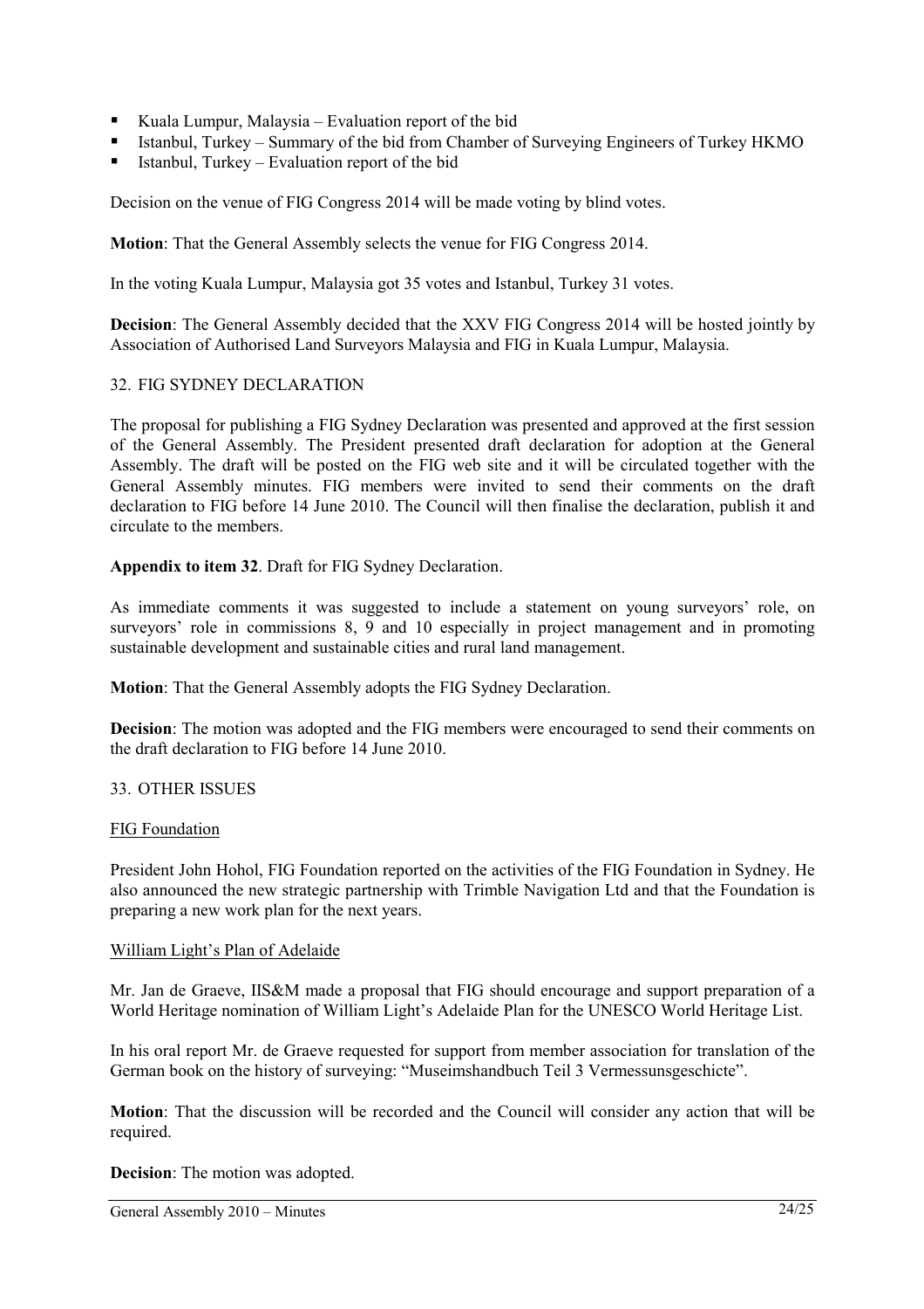- Kuala Lumpur, Malaysia – Evaluation report of the bid
- Istanbul, Turkey – Summary of the bid from Chamber of Surveying Engineers of Turkey HKMO
- Istanbul, Turkey – Evaluation report of the bid

Decision on the venue of FIG Congress 2014 will be made voting by blind votes.

**Motion**: That the General Assembly selects the venue for FIG Congress 2014.

In the voting Kuala Lumpur, Malaysia got 35 votes and Istanbul, Turkey 31 votes.

**Decision**: The General Assembly decided that the XXV FIG Congress 2014 will be hosted jointly by Association of Authorised Land Surveyors Malaysia and FIG in Kuala Lumpur, Malaysia.

32. FIG SYDNEY DECLARATION

The proposal for publishing a FIG Sydney Declaration was presented and approved at the first session of the General Assembly. The President presented draft declaration for adoption at the General Assembly. The draft will be posted on the FIG web site and it will be circulated together with the General Assembly minutes. FIG members were invited to send their comments on the draft declaration to FIG before 14 June 2010. The Council will then finalise the declaration, publish it and circulate to the members.

**Appendix to item 32**. Draft for FIG Sydney Declaration.

As immediate comments it was suggested to include a statement on young surveyors' role, on surveyors' role in commissions 8, 9 and 10 especially in project management and in promoting sustainable development and sustainable cities and rural land management.

**Motion**: That the General Assembly adopts the FIG Sydney Declaration.

**Decision**: The motion was adopted and the FIG members were encouraged to send their comments on the draft declaration to FIG before 14 June 2010.

33. OTHER ISSUES

FIG Foundation

President John Hohol, FIG Foundation reported on the activities of the FIG Foundation in Sydney. He also announced the new strategic partnership with Trimble Navigation Ltd and that the Foundation is preparing a new work plan for the next years.

William Light's Plan of Adelaide

Mr. Jan de Graeve, IIS&M made a proposal that FIG should encourage and support preparation of a World Heritage nomination of William Light's Adelaide Plan for the UNESCO World Heritage List.

In his oral report Mr. de Graeve requested for support from member association for translation of the German book on the history of surveying: "Museimshandbuch Teil 3 Vermessunsgeschicte".

**Motion**: That the discussion will be recorded and the Council will consider any action that will be required.

**Decision**: The motion was adopted.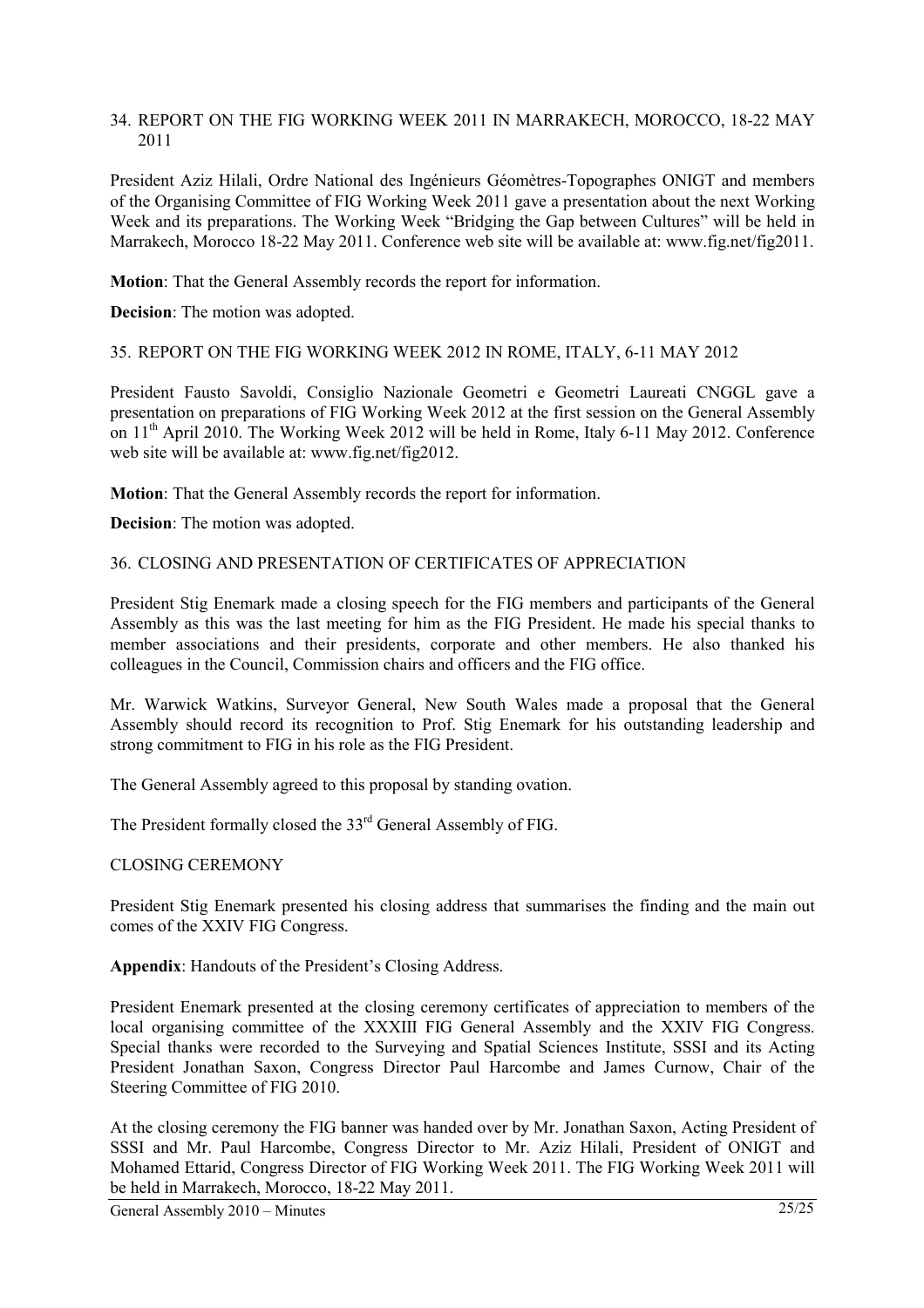## 34. REPORT ON THE FIG WORKING WEEK 2011 IN MARRAKECH, MOROCCO, 18-22 MAY 2011

President Aziz Hilali, Ordre National des Ingénieurs Géomètres-Topographes ONIGT and members of the Organising Committee of FIG Working Week 2011 gave a presentation about the next Working Week and its preparations. The Working Week "Bridging the Gap between Cultures" will be held in Marrakech, Morocco 18-22 May 2011. Conference web site will be available at: www.fig.net/fig2011.

**Motion**: That the General Assembly records the report for information.

**Decision**: The motion was adopted.

## 35. REPORT ON THE FIG WORKING WEEK 2012 IN ROME, ITALY, 6-11 MAY 2012

President Fausto Savoldi, Consiglio Nazionale Geometri e Geometri Laureati CNGGL gave a presentation on preparations of FIG Working Week 2012 at the first session on the General Assembly on 11th April 2010. The Working Week 2012 will be held in Rome, Italy 6-11 May 2012. Conference web site will be available at: www.fig.net/fig2012.

**Motion**: That the General Assembly records the report for information.

**Decision**: The motion was adopted.

## 36. CLOSING AND PRESENTATION OF CERTIFICATES OF APPRECIATION

President Stig Enemark made a closing speech for the FIG members and participants of the General Assembly as this was the last meeting for him as the FIG President. He made his special thanks to member associations and their presidents, corporate and other members. He also thanked his colleagues in the Council, Commission chairs and officers and the FIG office.

Mr. Warwick Watkins, Surveyor General, New South Wales made a proposal that the General Assembly should record its recognition to Prof. Stig Enemark for his outstanding leadership and strong commitment to FIG in his role as the FIG President.

The General Assembly agreed to this proposal by standing ovation.

The President formally closed the 33rd General Assembly of FIG.

## CLOSING CEREMONY

President Stig Enemark presented his closing address that summarises the finding and the main out comes of the XXIV FIG Congress.

**Appendix**: Handouts of the President's Closing Address.

President Enemark presented at the closing ceremony certificates of appreciation to members of the local organising committee of the XXXIII FIG General Assembly and the XXIV FIG Congress. Special thanks were recorded to the Surveying and Spatial Sciences Institute, SSSI and its Acting President Jonathan Saxon, Congress Director Paul Harcombe and James Curnow, Chair of the Steering Committee of FIG 2010.

At the closing ceremony the FIG banner was handed over by Mr. Jonathan Saxon, Acting President of SSSI and Mr. Paul Harcombe, Congress Director to Mr. Aziz Hilali, President of ONIGT and Mohamed Ettarid, Congress Director of FIG Working Week 2011. The FIG Working Week 2011 will be held in Marrakech, Morocco, 18-22 May 2011.